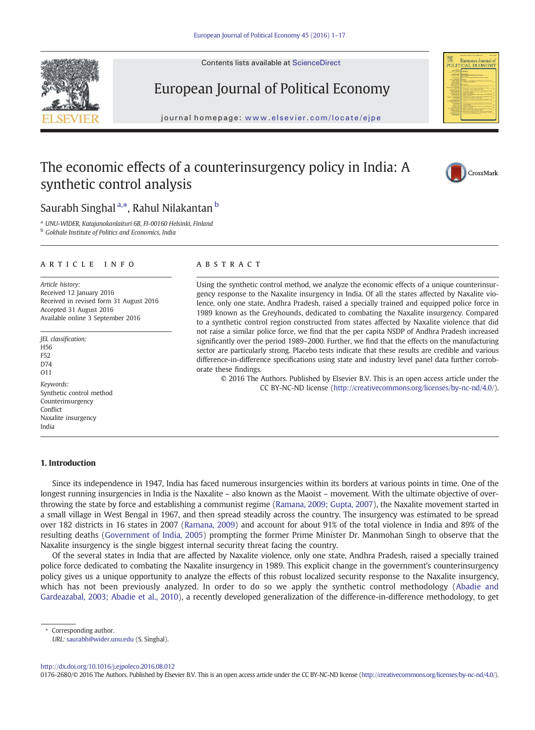# The economic effects of a counterinsurgency policy in India: A synthetic control analysis

Saurabh Singhal [a,*], Rahul Nilakantan [b]

[a] UNU-WIDER, Katajanokanlaituri 6B, FI-00160 Helsinki, Finland
[b] Gokhale Institute of Politics and Economics, India

## ARTICLE INFO

*Article history:*
Received 12 January 2016
Received in revised form 31 August 2016
Accepted 31 August 2016
Available online 3 September 2016

*JEL classification:*
H56
F52
D74
O11

*Keywords:*
Synthetic control method
Counterinsurgency
Conflict
Naxalite insurgency
India

## ABSTRACT

Using the synthetic control method, we analyze the economic effects of a unique counterinsurgency response to the Naxalite insurgency in India. Of all the states affected by Naxalite violence, only one state, Andhra Pradesh, raised a specially trained and equipped police force in 1989 known as the Greyhounds, dedicated to combating the Naxalite insurgency. Compared to a synthetic control region constructed from states affected by Naxalite violence that did not raise a similar police force, we find that the per capita NSDP of Andhra Pradesh increased significantly over the period 1989–2000. Further, we find that the effects on the manufacturing sector are particularly strong. Placebo tests indicate that these results are credible and various difference-in-difference specifications using state and industry level panel data further corroborate these findings.

© 2016 The Authors. Published by Elsevier B.V. This is an open access article under the CC BY-NC-ND license (http://creativecommons.org/licenses/by-nc-nd/4.0/).

## 1. Introduction

Since its independence in 1947, India has faced numerous insurgencies within its borders at various points in time. One of the longest running insurgencies in India is the Naxalite – also known as the Maoist – movement. With the ultimate objective of overthrowing the state by force and establishing a communist regime (Ramana, 2009; Gupta, 2007), the Naxalite movement started in a small village in West Bengal in 1967, and then spread steadily across the country. The insurgency was estimated to be spread over 182 districts in 16 states in 2007 (Ramana, 2009) and account for about 91% of the total violence in India and 89% of the resulting deaths (Government of India, 2005) prompting the former Prime Minister Dr. Manmohan Singh to observe that the Naxalite insurgency is the single biggest internal security threat facing the country.

Of the several states in India that are affected by Naxalite violence, only one state, Andhra Pradesh, raised a specially trained police force dedicated to combating the Naxalite insurgency in 1989. This explicit change in the government's counterinsurgency policy gives us a unique opportunity to analyze the effects of this robust localized security response to the Naxalite insurgency, which has not been previously analyzed. In order to do so we apply the synthetic control methodology (Abadie and Gardeazabal, 2003; Abadie et al., 2010), a recently developed generalization of the difference-in-difference methodology, to get

\* Corresponding author.
*URL:* saurabh@wider.unu.edu (S. Singhal).

http://dx.doi.org/10.1016/j.ejpoleco.2016.08.012
0176-2680/© 2016 The Authors. Published by Elsevier B.V. This is an open access article under the CC BY-NC-ND license (http://creativecommons.org/licenses/by-nc-nd/4.0/).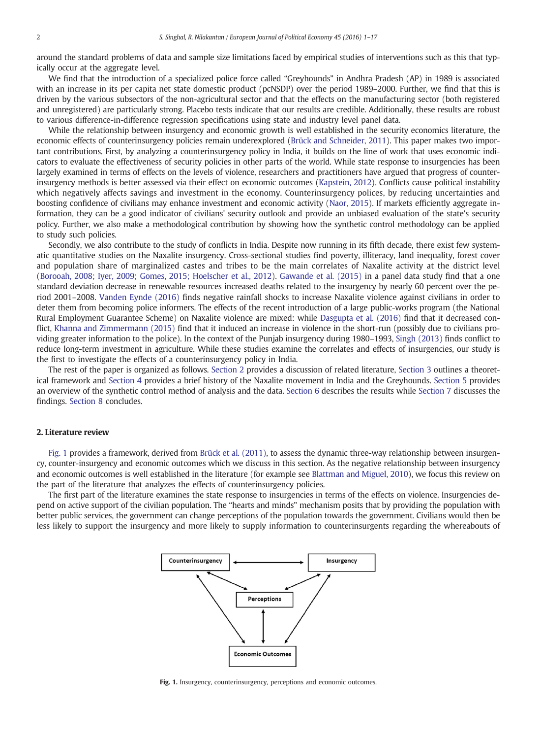around the standard problems of data and sample size limitations faced by empirical studies of interventions such as this that typically occur at the aggregate level.

We find that the introduction of a specialized police force called "Greyhounds" in Andhra Pradesh (AP) in 1989 is associated with an increase in its per capita net state domestic product (pcNSDP) over the period 1989–2000. Further, we find that this is driven by the various subsectors of the non-agricultural sector and that the effects on the manufacturing sector (both registered and unregistered) are particularly strong. Placebo tests indicate that our results are credible. Additionally, these results are robust to various difference-in-difference regression specifications using state and industry level panel data.

While the relationship between insurgency and economic growth is well established in the security economics literature, the economic effects of counterinsurgency policies remain underexplored (Brück and Schneider, 2011). This paper makes two important contributions. First, by analyzing a counterinsurgency policy in India, it builds on the line of work that uses economic indicators to evaluate the effectiveness of security policies in other parts of the world. While state response to insurgencies has been largely examined in terms of effects on the levels of violence, researchers and practitioners have argued that progress of counterinsurgency methods is better assessed via their effect on economic outcomes (Kapstein, 2012). Conflicts cause political instability which negatively affects savings and investment in the economy. Counterinsurgency polices, by reducing uncertainties and boosting confidence of civilians may enhance investment and economic activity (Naor, 2015). If markets efficiently aggregate information, they can be a good indicator of civilians' security outlook and provide an unbiased evaluation of the state's security policy. Further, we also make a methodological contribution by showing how the synthetic control methodology can be applied to study such policies.

Secondly, we also contribute to the study of conflicts in India. Despite now running in its fifth decade, there exist few systematic quantitative studies on the Naxalite insurgency. Cross-sectional studies find poverty, illiteracy, land inequality, forest cover and population share of marginalized castes and tribes to be the main correlates of Naxalite activity at the district level (Borooah, 2008; Iyer, 2009; Gomes, 2015; Hoelscher et al., 2012). Gawande et al. (2015) in a panel data study find that a one standard deviation decrease in renewable resources increased deaths related to the insurgency by nearly 60 percent over the period 2001–2008. Vanden Eynde (2016) finds negative rainfall shocks to increase Naxalite violence against civilians in order to deter them from becoming police informers. The effects of the recent introduction of a large public-works program (the National Rural Employment Guarantee Scheme) on Naxalite violence are mixed: while Dasgupta et al. (2016) find that it decreased conflict, Khanna and Zimmermann (2015) find that it induced an increase in violence in the short-run (possibly due to civilians providing greater information to the police). In the context of the Punjab insurgency during 1980–1993, Singh (2013) finds conflict to reduce long-term investment in agriculture. While these studies examine the correlates and effects of insurgencies, our study is the first to investigate the effects of a counterinsurgency policy in India.

The rest of the paper is organized as follows. Section 2 provides a discussion of related literature, Section 3 outlines a theoretical framework and Section 4 provides a brief history of the Naxalite movement in India and the Greyhounds. Section 5 provides an overview of the synthetic control method of analysis and the data. Section 6 describes the results while Section 7 discusses the findings. Section 8 concludes.

## 2. Literature review

Fig. 1 provides a framework, derived from Brück et al. (2011), to assess the dynamic three-way relationship between insurgency, counter-insurgency and economic outcomes which we discuss in this section. As the negative relationship between insurgency and economic outcomes is well established in the literature (for example see Blattman and Miguel, 2010), we focus this review on the part of the literature that analyzes the effects of counterinsurgency policies.

The first part of the literature examines the state response to insurgencies in terms of the effects on violence. Insurgencies depend on active support of the civilian population. The "hearts and minds" mechanism posits that by providing the population with better public services, the government can change perceptions of the population towards the government. Civilians would then be less likely to support the insurgency and more likely to supply information to counterinsurgents regarding the whereabouts of

**Fig. 1.** Insurgency, counterinsurgency, perceptions and economic outcomes.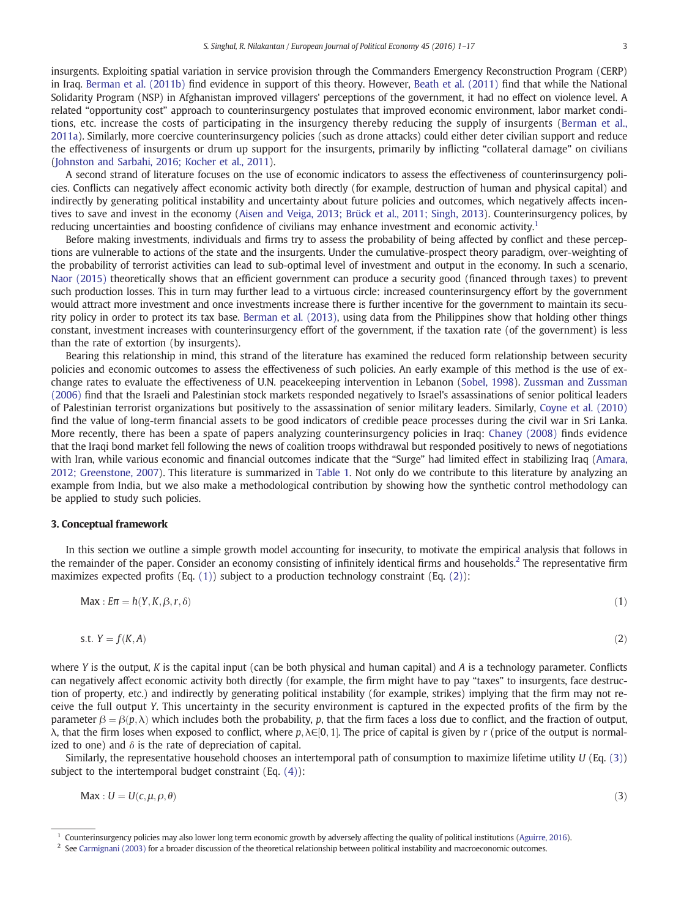insurgents. Exploiting spatial variation in service provision through the Commanders Emergency Reconstruction Program (CERP) in Iraq. Berman et al. (2011b) find evidence in support of this theory. However, Beath et al. (2011) find that while the National Solidarity Program (NSP) in Afghanistan improved villagers' perceptions of the government, it had no effect on violence level. A related "opportunity cost" approach to counterinsurgency postulates that improved economic environment, labor market conditions, etc. increase the costs of participating in the insurgency thereby reducing the supply of insurgents (Berman et al., 2011a). Similarly, more coercive counterinsurgency policies (such as drone attacks) could either deter civilian support and reduce the effectiveness of insurgents or drum up support for the insurgents, primarily by inflicting "collateral damage" on civilians (Johnston and Sarbahi, 2016; Kocher et al., 2011).

A second strand of literature focuses on the use of economic indicators to assess the effectiveness of counterinsurgency policies. Conflicts can negatively affect economic activity both directly (for example, destruction of human and physical capital) and indirectly by generating political instability and uncertainty about future policies and outcomes, which negatively affects incentives to save and invest in the economy (Aisen and Veiga, 2013; Brück et al., 2011; Singh, 2013). Counterinsurgency polices, by reducing uncertainties and boosting confidence of civilians may enhance investment and economic activity.[1]

Before making investments, individuals and firms try to assess the probability of being affected by conflict and these perceptions are vulnerable to actions of the state and the insurgents. Under the cumulative-prospect theory paradigm, over-weighting of the probability of terrorist activities can lead to sub-optimal level of investment and output in the economy. In such a scenario, Naor (2015) theoretically shows that an efficient government can produce a security good (financed through taxes) to prevent such production losses. This in turn may further lead to a virtuous circle: increased counterinsurgency effort by the government would attract more investment and once investments increase there is further incentive for the government to maintain its security policy in order to protect its tax base. Berman et al. (2013), using data from the Philippines show that holding other things constant, investment increases with counterinsurgency effort of the government, if the taxation rate (of the government) is less than the rate of extortion (by insurgents).

Bearing this relationship in mind, this strand of the literature has examined the reduced form relationship between security policies and economic outcomes to assess the effectiveness of such policies. An early example of this method is the use of exchange rates to evaluate the effectiveness of U.N. peacekeeping intervention in Lebanon (Sobel, 1998). Zussman and Zussman (2006) find that the Israeli and Palestinian stock markets responded negatively to Israel's assassinations of senior political leaders of Palestinian terrorist organizations but positively to the assassination of senior military leaders. Similarly, Coyne et al. (2010) find the value of long-term financial assets to be good indicators of credible peace processes during the civil war in Sri Lanka. More recently, there has been a spate of papers analyzing counterinsurgency policies in Iraq: Chaney (2008) finds evidence that the Iraqi bond market fell following the news of coalition troops withdrawal but responded positively to news of negotiations with Iran, while various economic and financial outcomes indicate that the "Surge" had limited effect in stabilizing Iraq (Amara, 2012; Greenstone, 2007). This literature is summarized in Table 1. Not only do we contribute to this literature by analyzing an example from India, but we also make a methodological contribution by showing how the synthetic control methodology can be applied to study such policies.

## 3. Conceptual framework

In this section we outline a simple growth model accounting for insecurity, to motivate the empirical analysis that follows in the remainder of the paper. Consider an economy consisting of infinitely identical firms and households.[2] The representative firm maximizes expected profits (Eq. (1)) subject to a production technology constraint (Eq. (2)):

$$\text{Max} : E\pi = h(Y, K, \beta, r, \delta) \tag{1}$$

$$\text{s.t. } Y = f(K, A) \tag{2}$$

where $Y$ is the output, $K$ is the capital input (can be both physical and human capital) and $A$ is a technology parameter. Conflicts can negatively affect economic activity both directly (for example, the firm might have to pay "taxes" to insurgents, face destruction of property, etc.) and indirectly by generating political instability (for example, strikes) implying that the firm may not receive the full output $Y$. This uncertainty in the security environment is captured in the expected profits of the firm by the parameter $\beta = \beta(p, \lambda)$ which includes both the probability, $p$, that the firm faces a loss due to conflict, and the fraction of output, $\lambda$, that the firm loses when exposed to conflict, where $p, \lambda \in [0, 1]$. The price of capital is given by $r$ (price of the output is normalized to one) and $\delta$ is the rate of depreciation of capital.

Similarly, the representative household chooses an intertemporal path of consumption to maximize lifetime utility $U$ (Eq. (3)) subject to the intertemporal budget constraint (Eq. (4)):

$$\text{Max} : U = U(c, \mu, \rho, \theta) \tag{3}$$

[1] Counterinsurgency policies may also lower long term economic growth by adversely affecting the quality of political institutions (Aguirre, 2016).

[2] See Carmignani (2003) for a broader discussion of the theoretical relationship between political instability and macroeconomic outcomes.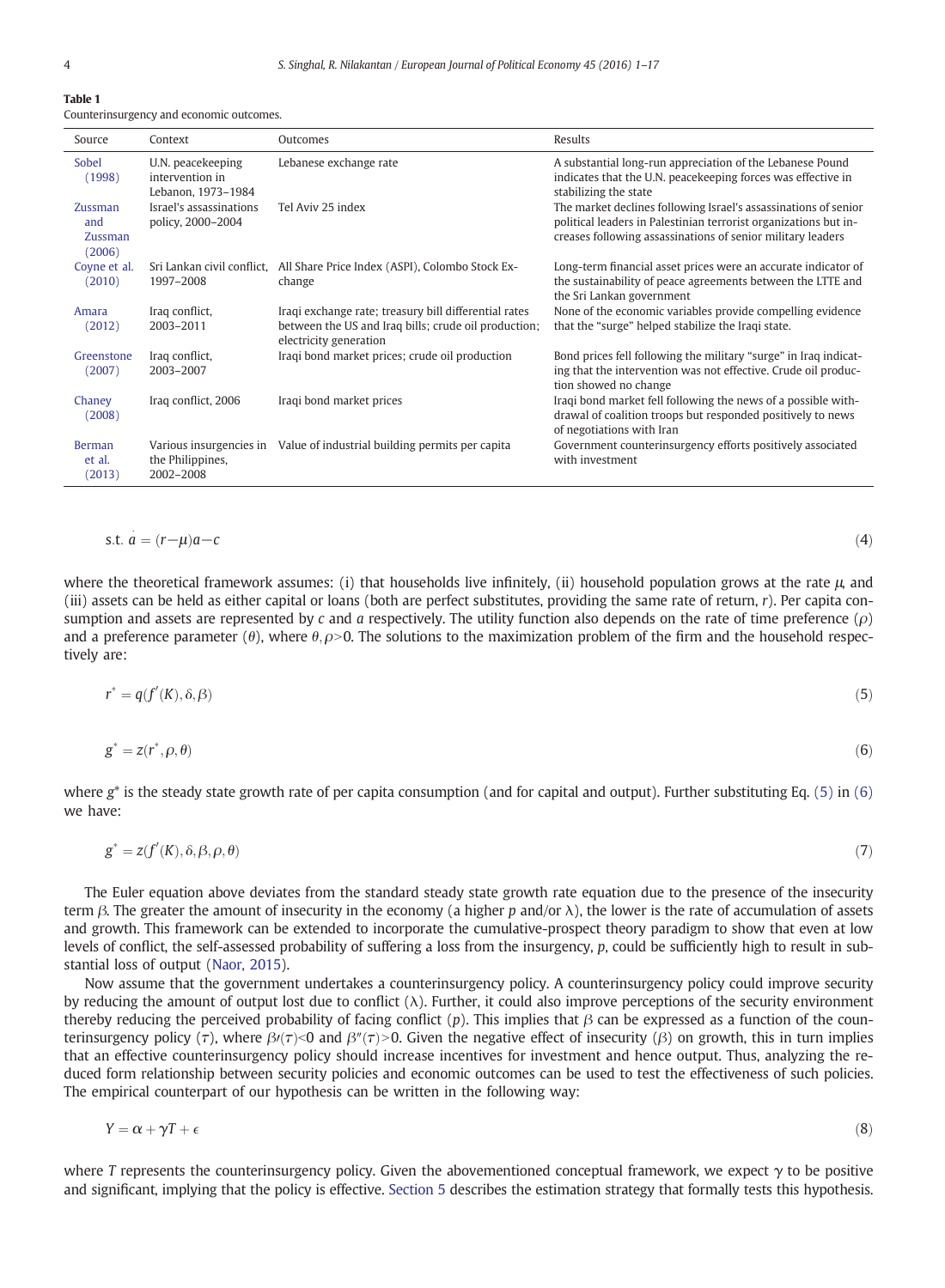**Table 1**
Counterinsurgency and economic outcomes.

| Source | Context | Outcomes | Results |
|---|---|---|---|
| Sobel (1998) | U.N. peacekeeping intervention in Lebanon, 1973–1984 | Lebanese exchange rate | A substantial long-run appreciation of the Lebanese Pound indicates that the U.N. peacekeeping forces was effective in stabilizing the state |
| Zussman and Zussman (2006) | Israel's assassinations policy, 2000–2004 | Tel Aviv 25 index | The market declines following Israel's assassinations of senior political leaders in Palestinian terrorist organizations but increases following assassinations of senior military leaders |
| Coyne et al. (2010) | Sri Lankan civil conflict, 1997–2008 | All Share Price Index (ASPI), Colombo Stock Exchange | Long-term financial asset prices were an accurate indicator of the sustainability of peace agreements between the LTTE and the Sri Lankan government |
| Amara (2012) | Iraq conflict, 2003–2011 | Iraqi exchange rate; treasury bill differential rates between the US and Iraq bills; crude oil production; electricity generation | None of the economic variables provide compelling evidence that the "surge" helped stabilize the Iraqi state. |
| Greenstone (2007) | Iraq conflict, 2003–2007 | Iraqi bond market prices; crude oil production | Bond prices fell following the military "surge" in Iraq indicating that the intervention was not effective. Crude oil production showed no change |
| Chaney (2008) | Iraq conflict, 2006 | Iraqi bond market prices | Iraqi bond market fell following the news of a possible withdrawal of coalition troops but responded positively to news of negotiations with Iran |
| Berman et al. (2013) | Various insurgencies in the Philippines, 2002–2008 | Value of industrial building permits per capita | Government counterinsurgency efforts positively associated with investment |

$$\text{s.t. } \dot{a} = (r - \mu)a - c \tag{4}$$

where the theoretical framework assumes: (i) that households live infinitely, (ii) household population grows at the rate $\mu$, and (iii) assets can be held as either capital or loans (both are perfect substitutes, providing the same rate of return, $r$). Per capita consumption and assets are represented by $c$ and $a$ respectively. The utility function also depends on the rate of time preference ($\rho$) and a preference parameter ($\theta$), where $\theta, \rho > 0$. The solutions to the maximization problem of the firm and the household respectively are:

$$r^* = q(f'(K), \delta, \beta) \tag{5}$$

$$g^* = z(r^*, \rho, \theta) \tag{6}$$

where $g^*$ is the steady state growth rate of per capita consumption (and for capital and output). Further substituting Eq. (5) in (6) we have:

$$g^* = z(f'(K), \delta, \beta, \rho, \theta) \tag{7}$$

The Euler equation above deviates from the standard steady state growth rate equation due to the presence of the insecurity term $\beta$. The greater the amount of insecurity in the economy (a higher $p$ and/or $\lambda$), the lower is the rate of accumulation of assets and growth. This framework can be extended to incorporate the cumulative-prospect theory paradigm to show that even at low levels of conflict, the self-assessed probability of suffering a loss from the insurgency, $p$, could be sufficiently high to result in substantial loss of output (Naor, 2015).

Now assume that the government undertakes a counterinsurgency policy. A counterinsurgency policy could improve security by reducing the amount of output lost due to conflict ($\lambda$). Further, it could also improve perceptions of the security environment thereby reducing the perceived probability of facing conflict ($p$). This implies that $\beta$ can be expressed as a function of the counterinsurgency policy ($\tau$), where $\beta'(\tau) < 0$ and $\beta''(\tau) > 0$. Given the negative effect of insecurity ($\beta$) on growth, this in turn implies that an effective counterinsurgency policy should increase incentives for investment and hence output. Thus, analyzing the reduced form relationship between security policies and economic outcomes can be used to test the effectiveness of such policies. The empirical counterpart of our hypothesis can be written in the following way:

$$Y = \alpha + \gamma T + \epsilon \tag{8}$$

where $T$ represents the counterinsurgency policy. Given the abovementioned conceptual framework, we expect $\gamma$ to be positive and significant, implying that the policy is effective. Section 5 describes the estimation strategy that formally tests this hypothesis.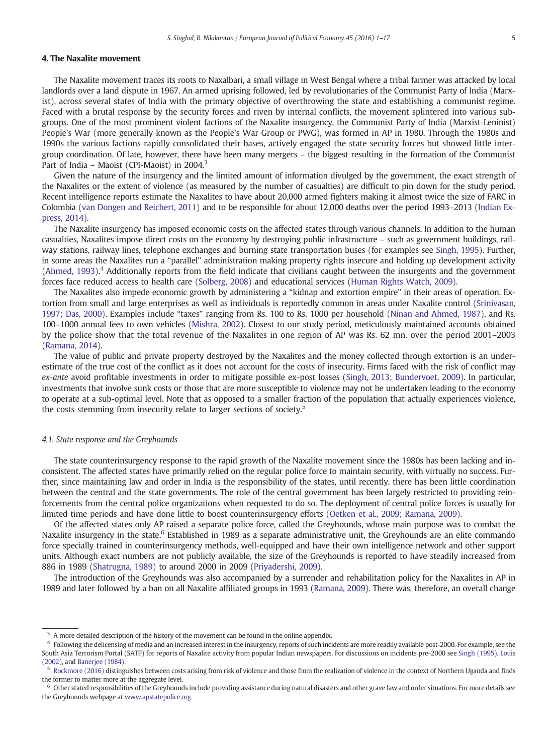## 4. The Naxalite movement

The Naxalite movement traces its roots to Naxalbari, a small village in West Bengal where a tribal farmer was attacked by local landlords over a land dispute in 1967. An armed uprising followed, led by revolutionaries of the Communist Party of India (Marxist), across several states of India with the primary objective of overthrowing the state and establishing a communist regime. Faced with a brutal response by the security forces and riven by internal conflicts, the movement splintered into various subgroups. One of the most prominent violent factions of the Naxalite insurgency, the Communist Party of India (Marxist-Leninist) People's War (more generally known as the People's War Group or PWG), was formed in AP in 1980. Through the 1980s and 1990s the various factions rapidly consolidated their bases, actively engaged the state security forces but showed little inter-group coordination. Of late, however, there have been many mergers – the biggest resulting in the formation of the Communist Part of India – Maoist (CPI-Maoist) in 2004.[3]

Given the nature of the insurgency and the limited amount of information divulged by the government, the exact strength of the Naxalites or the extent of violence (as measured by the number of casualties) are difficult to pin down for the study period. Recent intelligence reports estimate the Naxalites to have about 20,000 armed fighters making it almost twice the size of FARC in Colombia (van Dongen and Reichert, 2011) and to be responsible for about 12,000 deaths over the period 1993–2013 (Indian Express, 2014).

The Naxalite insurgency has imposed economic costs on the affected states through various channels. In addition to the human casualties, Naxalites impose direct costs on the economy by destroying public infrastructure – such as government buildings, railway stations, railway lines, telephone exchanges and burning state transportation buses (for examples see Singh, 1995). Further, in some areas the Naxalites run a "parallel" administration making property rights insecure and holding up development activity (Ahmed, 1993).[4] Additionally reports from the field indicate that civilians caught between the insurgents and the government forces face reduced access to health care (Solberg, 2008) and educational services (Human Rights Watch, 2009).

The Naxalites also impede economic growth by administering a "kidnap and extortion empire" in their areas of operation. Extortion from small and large enterprises as well as individuals is reportedly common in areas under Naxalite control (Srinivasan, 1997; Das, 2000). Examples include "taxes" ranging from Rs. 100 to Rs. 1000 per household (Ninan and Ahmed, 1987), and Rs. 100–1000 annual fees to own vehicles (Mishra, 2002). Closest to our study period, meticulously maintained accounts obtained by the police show that the total revenue of the Naxalites in one region of AP was Rs. 62 mn. over the period 2001–2003 (Ramana, 2014).

The value of public and private property destroyed by the Naxalites and the money collected through extortion is an underestimate of the true cost of the conflict as it does not account for the costs of insecurity. Firms faced with the risk of conflict may *ex-ante* avoid profitable investments in order to mitigate possible ex-post losses (Singh, 2013; Bundervoet, 2009). In particular, investments that involve sunk costs or those that are more susceptible to violence may not be undertaken leading to the economy to operate at a sub-optimal level. Note that as opposed to a smaller fraction of the population that actually experiences violence, the costs stemming from insecurity relate to larger sections of society.[5]

### *4.1. State response and the Greyhounds*

The state counterinsurgency response to the rapid growth of the Naxalite movement since the 1980s has been lacking and inconsistent. The affected states have primarily relied on the regular police force to maintain security, with virtually no success. Further, since maintaining law and order in India is the responsibility of the states, until recently, there has been little coordination between the central and the state governments. The role of the central government has been largely restricted to providing reinforcements from the central police organizations when requested to do so. The deployment of central police forces is usually for limited time periods and have done little to boost counterinsurgency efforts (Oetken et al., 2009; Ramana, 2009).

Of the affected states only AP raised a separate police force, called the Greyhounds, whose main purpose was to combat the Naxalite insurgency in the state.[6] Established in 1989 as a separate administrative unit, the Greyhounds are an elite commando force specially trained in counterinsurgency methods, well-equipped and have their own intelligence network and other support units. Although exact numbers are not publicly available, the size of the Greyhounds is reported to have steadily increased from 886 in 1989 (Shatrugna, 1989) to around 2000 in 2009 (Priyadershi, 2009).

The introduction of the Greyhounds was also accompanied by a surrender and rehabilitation policy for the Naxalites in AP in 1989 and later followed by a ban on all Naxalite affiliated groups in 1993 (Ramana, 2009). There was, therefore, an overall change

---

[3] A more detailed description of the history of the movement can be found in the online appendix.

[4] Following the delicensing of media and an increased interest in the insurgency, reports of such incidents are more readily available post-2000. For example, see the South Asia Terrorism Portal (SATP) for reports of Naxalite activity from popular Indian newspapers. For discussions on incidents pre-2000 see Singh (1995), Louis (2002), and Banerjee (1984).

[5] Rockmore (2016) distinguishes between costs arising from risk of violence and those from the realization of violence in the context of Northern Uganda and finds the former to matter more at the aggregate level.

[6] Other stated responsibilities of the Greyhounds include providing assistance during natural disasters and other grave law and order situations. For more details see the Greyhounds webpage at www.apstatepolice.org.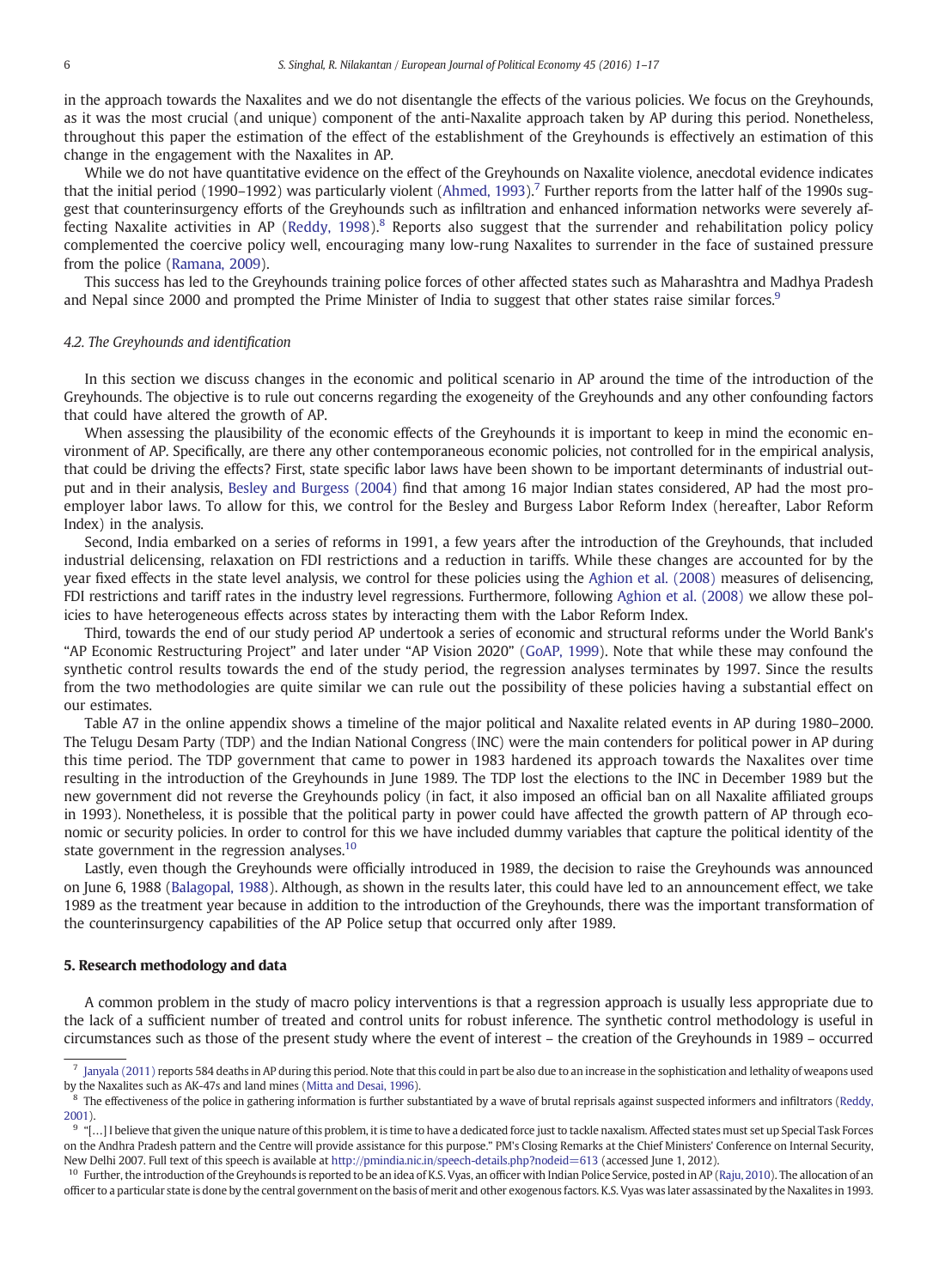in the approach towards the Naxalites and we do not disentangle the effects of the various policies. We focus on the Greyhounds, as it was the most crucial (and unique) component of the anti-Naxalite approach taken by AP during this period. Nonetheless, throughout this paper the estimation of the effect of the establishment of the Greyhounds is effectively an estimation of this change in the engagement with the Naxalites in AP.

While we do not have quantitative evidence on the effect of the Greyhounds on Naxalite violence, anecdotal evidence indicates that the initial period (1990–1992) was particularly violent (Ahmed, 1993).[7] Further reports from the latter half of the 1990s suggest that counterinsurgency efforts of the Greyhounds such as infiltration and enhanced information networks were severely affecting Naxalite activities in AP (Reddy, 1998).[8] Reports also suggest that the surrender and rehabilitation policy policy complemented the coercive policy well, encouraging many low-rung Naxalites to surrender in the face of sustained pressure from the police (Ramana, 2009).

This success has led to the Greyhounds training police forces of other affected states such as Maharashtra and Madhya Pradesh and Nepal since 2000 and prompted the Prime Minister of India to suggest that other states raise similar forces.[9]

### 4.2. The Greyhounds and identification

In this section we discuss changes in the economic and political scenario in AP around the time of the introduction of the Greyhounds. The objective is to rule out concerns regarding the exogeneity of the Greyhounds and any other confounding factors that could have altered the growth of AP.

When assessing the plausibility of the economic effects of the Greyhounds it is important to keep in mind the economic environment of AP. Specifically, are there any other contemporaneous economic policies, not controlled for in the empirical analysis, that could be driving the effects? First, state specific labor laws have been shown to be important determinants of industrial output and in their analysis, Besley and Burgess (2004) find that among 16 major Indian states considered, AP had the most pro-employer labor laws. To allow for this, we control for the Besley and Burgess Labor Reform Index (hereafter, Labor Reform Index) in the analysis.

Second, India embarked on a series of reforms in 1991, a few years after the introduction of the Greyhounds, that included industrial delicensing, relaxation on FDI restrictions and a reduction in tariffs. While these changes are accounted for by the year fixed effects in the state level analysis, we control for these policies using the Aghion et al. (2008) measures of delicensing, FDI restrictions and tariff rates in the industry level regressions. Furthermore, following Aghion et al. (2008) we allow these policies to have heterogeneous effects across states by interacting them with the Labor Reform Index.

Third, towards the end of our study period AP undertook a series of economic and structural reforms under the World Bank's "AP Economic Restructuring Project" and later under "AP Vision 2020" (GoAP, 1999). Note that while these may confound the synthetic control results towards the end of the study period, the regression analyses terminates by 1997. Since the results from the two methodologies are quite similar we can rule out the possibility of these policies having a substantial effect on our estimates.

Table A7 in the online appendix shows a timeline of the major political and Naxalite related events in AP during 1980–2000. The Telugu Desam Party (TDP) and the Indian National Congress (INC) were the main contenders for political power in AP during this time period. The TDP government that came to power in 1983 hardened its approach towards the Naxalites over time resulting in the introduction of the Greyhounds in June 1989. The TDP lost the elections to the INC in December 1989 but the new government did not reverse the Greyhounds policy (in fact, it also imposed an official ban on all Naxalite affiliated groups in 1993). Nonetheless, it is possible that the political party in power could have affected the growth pattern of AP through economic or security policies. In order to control for this we have included dummy variables that capture the political identity of the state government in the regression analyses.[10]

Lastly, even though the Greyhounds were officially introduced in 1989, the decision to raise the Greyhounds was announced on June 6, 1988 (Balagopal, 1988). Although, as shown in the results later, this could have led to an announcement effect, we take 1989 as the treatment year because in addition to the introduction of the Greyhounds, there was the important transformation of the counterinsurgency capabilities of the AP Police setup that occurred only after 1989.

## 5. Research methodology and data

A common problem in the study of macro policy interventions is that a regression approach is usually less appropriate due to the lack of a sufficient number of treated and control units for robust inference. The synthetic control methodology is useful in circumstances such as those of the present study where the event of interest – the creation of the Greyhounds in 1989 – occurred

---

[7] Janyala (2011) reports 584 deaths in AP during this period. Note that this could in part be also due to an increase in the sophistication and lethality of weapons used by the Naxalites such as AK-47s and land mines (Mitta and Desai, 1996).

[8] The effectiveness of the police in gathering information is further substantiated by a wave of brutal reprisals against suspected informers and infiltrators (Reddy, 2001).

[9] "[…] I believe that given the unique nature of this problem, it is time to have a dedicated force just to tackle naxalism. Affected states must set up Special Task Forces on the Andhra Pradesh pattern and the Centre will provide assistance for this purpose." PM's Closing Remarks at the Chief Ministers' Conference on Internal Security, New Delhi 2007. Full text of this speech is available at http://pmindia.nic.in/speech-details.php?nodeid=613 (accessed June 1, 2012).

[10] Further, the introduction of the Greyhounds is reported to be an idea of K.S. Vyas, an officer with Indian Police Service, posted in AP (Raju, 2010). The allocation of an officer to a particular state is done by the central government on the basis of merit and other exogenous factors. K.S. Vyas was later assassinated by the Naxalites in 1993.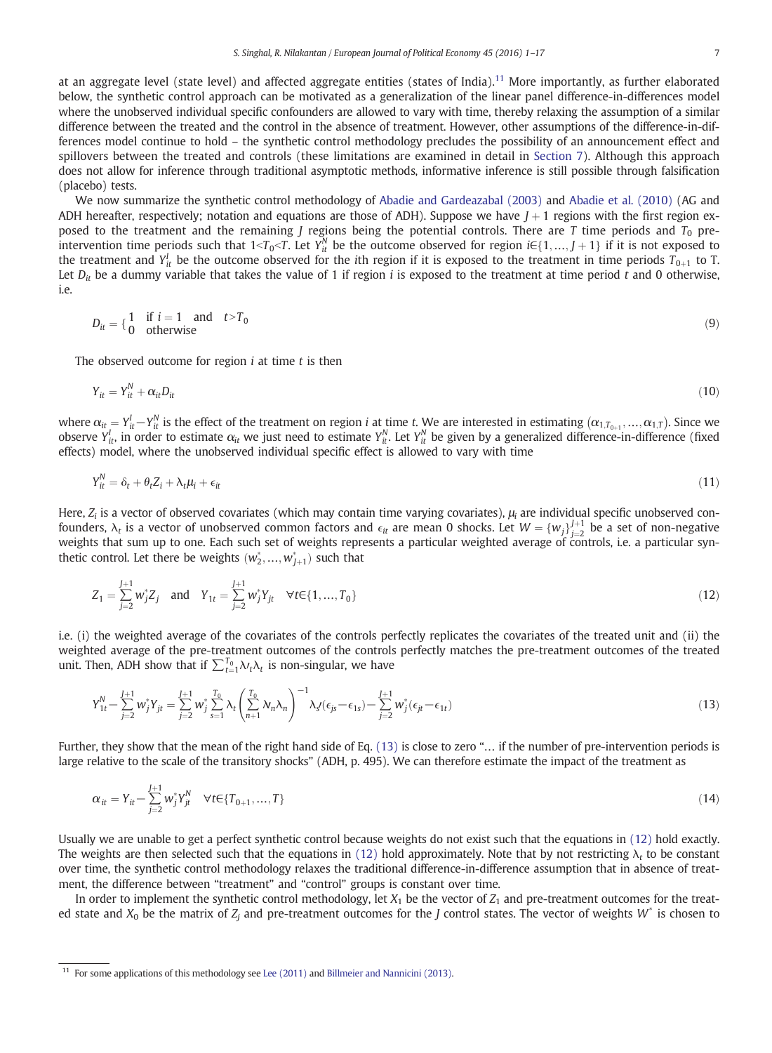at an aggregate level (state level) and affected aggregate entities (states of India).[11] More importantly, as further elaborated below, the synthetic control approach can be motivated as a generalization of the linear panel difference-in-differences model where the unobserved individual specific confounders are allowed to vary with time, thereby relaxing the assumption of a similar difference between the treated and the control in the absence of treatment. However, other assumptions of the difference-in-differences model continue to hold – the synthetic control methodology precludes the possibility of an announcement effect and spillovers between the treated and controls (these limitations are examined in detail in Section 7). Although this approach does not allow for inference through traditional asymptotic methods, informative inference is still possible through falsification (placebo) tests.

We now summarize the synthetic control methodology of Abadie and Gardeazabal (2003) and Abadie et al. (2010) (AG and ADH hereafter, respectively; notation and equations are those of ADH). Suppose we have $J+1$ regions with the first region exposed to the treatment and the remaining $J$ regions being the potential controls. There are $T$ time periods and $T_0$ pre-intervention time periods such that $1<T_0<T$. Let $Y_{it}^N$ be the outcome observed for region $i\in\{1,\ldots,J+1\}$ if it is not exposed to the treatment and $Y_{it}^I$ be the outcome observed for the $i$th region if it is exposed to the treatment in time periods $T_{0+1}$ to T. Let $D_{it}$ be a dummy variable that takes the value of 1 if region $i$ is exposed to the treatment at time period $t$ and 0 otherwise, i.e.

$$D_{it} = \begin{cases} 1 & \text{if } i=1 \quad \text{and} \quad t>T_0 \\ 0 & \text{otherwise} \end{cases} \tag{9}$$

The observed outcome for region $i$ at time $t$ is then

$$Y_{it} = Y_{it}^N + \alpha_{it} D_{it} \tag{10}$$

where $\alpha_{it} = Y_{it}^I - Y_{it}^N$ is the effect of the treatment on region $i$ at time $t$. We are interested in estimating $(\alpha_{1,T_{0+1}},\ldots,\alpha_{1,T})$. Since we observe $Y_{it}^I$, in order to estimate $\alpha_{it}$ we just need to estimate $Y_{it}^N$. Let $Y_{it}^N$ be given by a generalized difference-in-difference (fixed effects) model, where the unobserved individual specific effect is allowed to vary with time

$$Y_{it}^N = \delta_t + \theta_t Z_i + \lambda_t \mu_i + \epsilon_{it} \tag{11}$$

Here, $Z_i$ is a vector of observed covariates (which may contain time varying covariates), $\mu_i$ are individual specific unobserved confounders, $\lambda_t$ is a vector of unobserved common factors and $\epsilon_{it}$ are mean 0 shocks. Let $W=\{w_j\}_{j=2}^{J+1}$ be a set of non-negative weights that sum up to one. Each such set of weights represents a particular weighted average of controls, i.e. a particular synthetic control. Let there be weights $(w_2^*,\ldots,w_{J+1}^*)$ such that

$$Z_1 = \sum_{j=2}^{J+1} w_j^* Z_j \quad \text{and} \quad Y_{1t} = \sum_{j=2}^{J+1} w_j^* Y_{jt} \quad \forall t \in \{1,\ldots,T_0\} \tag{12}$$

i.e. (i) the weighted average of the covariates of the controls perfectly replicates the covariates of the treated unit and (ii) the weighted average of the pre-treatment outcomes of the controls perfectly matches the pre-treatment outcomes of the treated unit. Then, ADH show that if $\sum_{t=1}^{T_0} \lambda'_t \lambda_t$ is non-singular, we have

$$Y_{1t}^N - \sum_{j=2}^{J+1} w_j^* Y_{jt} = \sum_{j=2}^{J+1} w_j^* \sum_{s=1}^{T_0} \lambda_t \left( \sum_{n+1}^{T_0} \lambda'_n \lambda_n \right)^{-1} \lambda'_s (\epsilon_{js} - \epsilon_{1s}) - \sum_{j=2}^{J+1} w_j^* (\epsilon_{jt} - \epsilon_{1t}) \tag{13}$$

Further, they show that the mean of the right hand side of Eq. (13) is close to zero "… if the number of pre-intervention periods is large relative to the scale of the transitory shocks" (ADH, p. 495). We can therefore estimate the impact of the treatment as

$$\alpha_{it} = Y_{it} - \sum_{j=2}^{J+1} w_j^* Y_{jt}^N \quad \forall t \in \{T_{0+1},\ldots,T\} \tag{14}$$

Usually we are unable to get a perfect synthetic control because weights do not exist such that the equations in (12) hold exactly. The weights are then selected such that the equations in (12) hold approximately. Note that by not restricting $\lambda_t$ to be constant over time, the synthetic control methodology relaxes the traditional difference-in-difference assumption that in absence of treatment, the difference between "treatment" and "control" groups is constant over time.

In order to implement the synthetic control methodology, let $X_1$ be the vector of $Z_1$ and pre-treatment outcomes for the treated state and $X_0$ be the matrix of $Z_j$ and pre-treatment outcomes for the $J$ control states. The vector of weights $W^*$ is chosen to

[11] For some applications of this methodology see Lee (2011) and Billmeier and Nannicini (2013).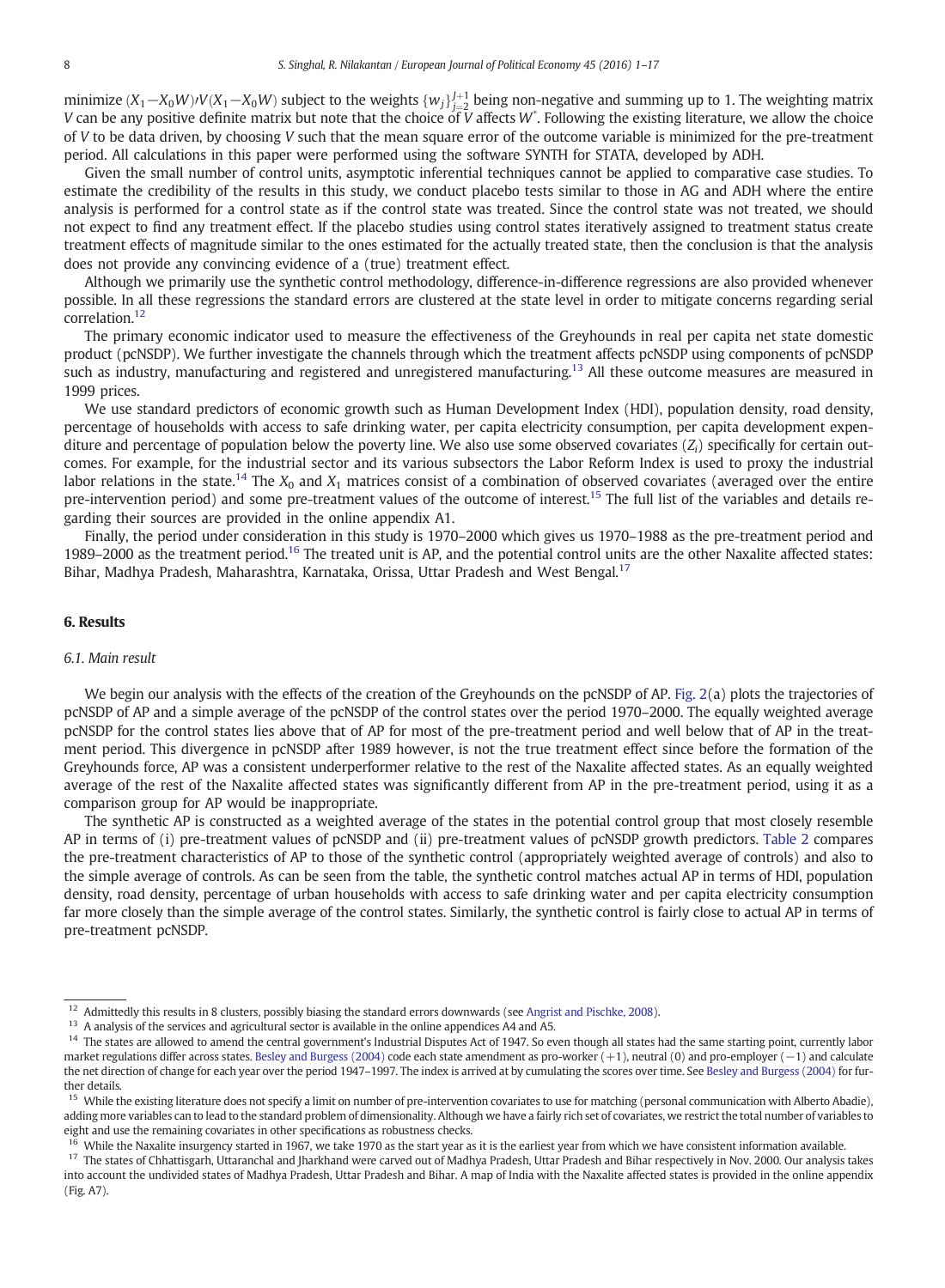minimize $(X_1 - X_0W)'V(X_1 - X_0W)$ subject to the weights $\{w_j\}_{j=2}^{J+1}$ being non-negative and summing up to 1. The weighting matrix $V$ can be any positive definite matrix but note that the choice of $V$ affects $W^*$. Following the existing literature, we allow the choice of $V$ to be data driven, by choosing $V$ such that the mean square error of the outcome variable is minimized for the pre-treatment period. All calculations in this paper were performed using the software SYNTH for STATA, developed by ADH.

Given the small number of control units, asymptotic inferential techniques cannot be applied to comparative case studies. To estimate the credibility of the results in this study, we conduct placebo tests similar to those in AG and ADH where the entire analysis is performed for a control state as if the control state was treated. Since the control state was not treated, we should not expect to find any treatment effect. If the placebo studies using control states iteratively assigned to treatment status create treatment effects of magnitude similar to the ones estimated for the actually treated state, then the conclusion is that the analysis does not provide any convincing evidence of a (true) treatment effect.

Although we primarily use the synthetic control methodology, difference-in-difference regressions are also provided whenever possible. In all these regressions the standard errors are clustered at the state level in order to mitigate concerns regarding serial correlation.[12]

The primary economic indicator used to measure the effectiveness of the Greyhounds in real per capita net state domestic product (pcNSDP). We further investigate the channels through which the treatment affects pcNSDP using components of pcNSDP such as industry, manufacturing and registered and unregistered manufacturing.[13] All these outcome measures are measured in 1999 prices.

We use standard predictors of economic growth such as Human Development Index (HDI), population density, road density, percentage of households with access to safe drinking water, per capita electricity consumption, per capita development expenditure and percentage of population below the poverty line. We also use some observed covariates ($Z_i$) specifically for certain outcomes. For example, for the industrial sector and its various subsectors the Labor Reform Index is used to proxy the industrial labor relations in the state.[14] The $X_0$ and $X_1$ matrices consist of a combination of observed covariates (averaged over the entire pre-intervention period) and some pre-treatment values of the outcome of interest.[15] The full list of the variables and details regarding their sources are provided in the online appendix A1.

Finally, the period under consideration in this study is 1970–2000 which gives us 1970–1988 as the pre-treatment period and 1989–2000 as the treatment period.[16] The treated unit is AP, and the potential control units are the other Naxalite affected states: Bihar, Madhya Pradesh, Maharashtra, Karnataka, Orissa, Uttar Pradesh and West Bengal.[17]

## 6. Results

### 6.1. Main result

We begin our analysis with the effects of the creation of the Greyhounds on the pcNSDP of AP. Fig. 2(a) plots the trajectories of pcNSDP of AP and a simple average of the pcNSDP of the control states over the period 1970–2000. The equally weighted average pcNSDP for the control states lies above that of AP for most of the pre-treatment period and well below that of AP in the treatment period. This divergence in pcNSDP after 1989 however, is not the true treatment effect since before the formation of the Greyhounds force, AP was a consistent underperformer relative to the rest of the Naxalite affected states. As an equally weighted average of the rest of the Naxalite affected states was significantly different from AP in the pre-treatment period, using it as a comparison group for AP would be inappropriate.

The synthetic AP is constructed as a weighted average of the states in the potential control group that most closely resemble AP in terms of (i) pre-treatment values of pcNSDP and (ii) pre-treatment values of pcNSDP growth predictors. Table 2 compares the pre-treatment characteristics of AP to those of the synthetic control (appropriately weighted average of controls) and also to the simple average of controls. As can be seen from the table, the synthetic control matches actual AP in terms of HDI, population density, road density, percentage of urban households with access to safe drinking water and per capita electricity consumption far more closely than the simple average of the control states. Similarly, the synthetic control is fairly close to actual AP in terms of pre-treatment pcNSDP.

---

[12] Admittedly this results in 8 clusters, possibly biasing the standard errors downwards (see Angrist and Pischke, 2008).

[13] A analysis of the services and agricultural sector is available in the online appendices A4 and A5.

[14] The states are allowed to amend the central government's Industrial Disputes Act of 1947. So even though all states had the same starting point, currently labor market regulations differ across states. Besley and Burgess (2004) code each state amendment as pro-worker (+1), neutral (0) and pro-employer (−1) and calculate the net direction of change for each year over the period 1947–1997. The index is arrived at by cumulating the scores over time. See Besley and Burgess (2004) for further details.

[15] While the existing literature does not specify a limit on number of pre-intervention covariates to use for matching (personal communication with Alberto Abadie), adding more variables can to lead to the standard problem of dimensionality. Although we have a fairly rich set of covariates, we restrict the total number of variables to eight and use the remaining covariates in other specifications as robustness checks.

[16] While the Naxalite insurgency started in 1967, we take 1970 as the start year as it is the earliest year from which we have consistent information available.

[17] The states of Chhattisgarh, Uttaranchal and Jharkhand were carved out of Madhya Pradesh, Uttar Pradesh and Bihar respectively in Nov. 2000. Our analysis takes into account the undivided states of Madhya Pradesh, Uttar Pradesh and Bihar. A map of India with the Naxalite affected states is provided in the online appendix (Fig. A7).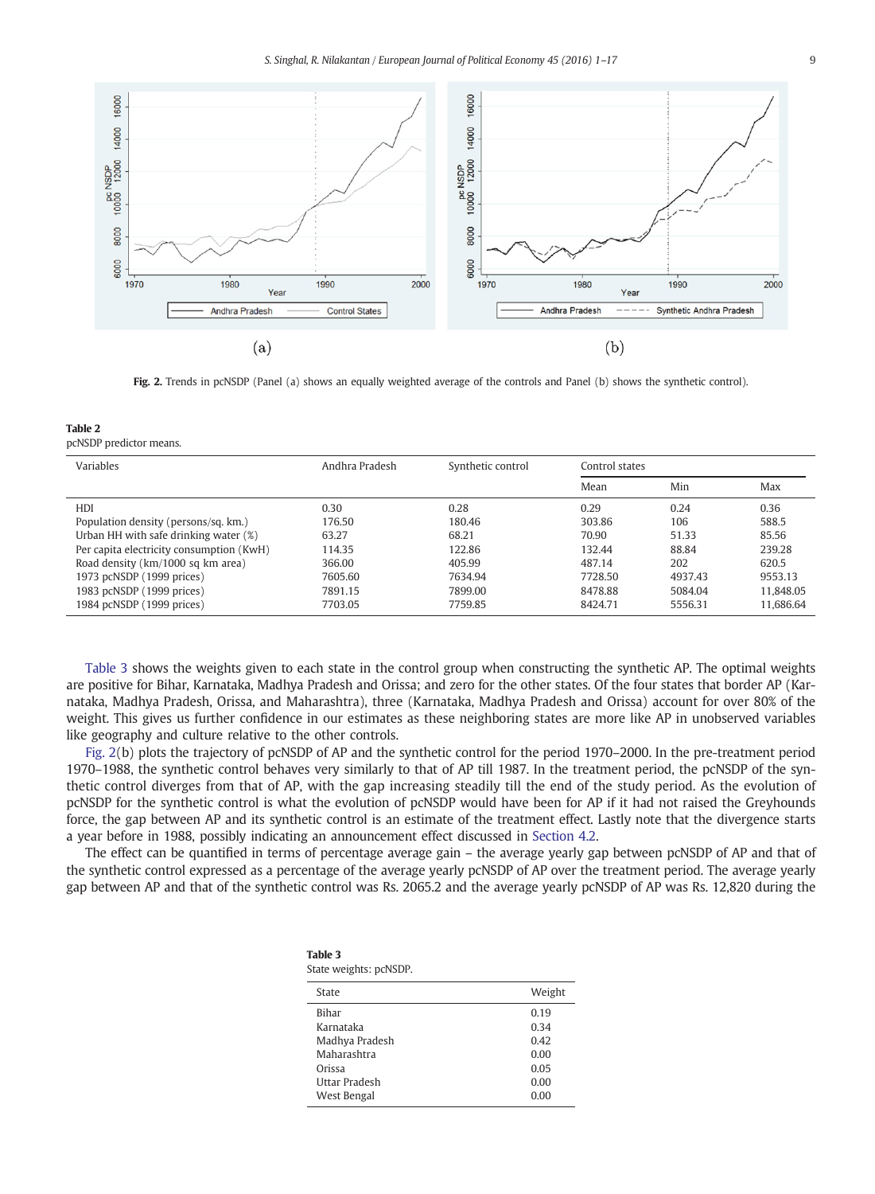Fig. 2. Trends in pcNSDP (Panel (a) shows an equally weighted average of the controls and Panel (b) shows the synthetic control).

**Table 2**
pcNSDP predictor means.

| Variables | Andhra Pradesh | Synthetic control | Control states | | |
|---|---|---|---|---|---|
| | | | Mean | Min | Max |
| HDI | 0.30 | 0.28 | 0.29 | 0.24 | 0.36 |
| Population density (persons/sq. km.) | 176.50 | 180.46 | 303.86 | 106 | 588.5 |
| Urban HH with safe drinking water (%) | 63.27 | 68.21 | 70.90 | 51.33 | 85.56 |
| Per capita electricity consumption (KwH) | 114.35 | 122.86 | 132.44 | 88.84 | 239.28 |
| Road density (km/1000 sq km area) | 366.00 | 405.99 | 487.14 | 202 | 620.5 |
| 1973 pcNSDP (1999 prices) | 7605.60 | 7634.94 | 7728.50 | 4937.43 | 9553.13 |
| 1983 pcNSDP (1999 prices) | 7891.15 | 7899.00 | 8478.88 | 5084.04 | 11,848.05 |
| 1984 pcNSDP (1999 prices) | 7703.05 | 7759.85 | 8424.71 | 5556.31 | 11,686.64 |

Table 3 shows the weights given to each state in the control group when constructing the synthetic AP. The optimal weights are positive for Bihar, Karnataka, Madhya Pradesh and Orissa; and zero for the other states. Of the four states that border AP (Karnataka, Madhya Pradesh, Orissa, and Maharashtra), three (Karnataka, Madhya Pradesh and Orissa) account for over 80% of the weight. This gives us further confidence in our estimates as these neighboring states are more like AP in unobserved variables like geography and culture relative to the other controls.

Fig. 2(b) plots the trajectory of pcNSDP of AP and the synthetic control for the period 1970–2000. In the pre-treatment period 1970–1988, the synthetic control behaves very similarly to that of AP till 1987. In the treatment period, the pcNSDP of the synthetic control diverges from that of AP, with the gap increasing steadily till the end of the study period. As the evolution of pcNSDP for the synthetic control is what the evolution of pcNSDP would have been for AP if it had not raised the Greyhounds force, the gap between AP and its synthetic control is an estimate of the treatment effect. Lastly note that the divergence starts a year before in 1988, possibly indicating an announcement effect discussed in Section 4.2.

The effect can be quantified in terms of percentage average gain – the average yearly gap between pcNSDP of AP and that of the synthetic control expressed as a percentage of the average yearly pcNSDP of AP over the treatment period. The average yearly gap between AP and that of the synthetic control was Rs. 2065.2 and the average yearly pcNSDP of AP was Rs. 12,820 during the

**Table 3**
State weights: pcNSDP.

| State | Weight |
|---|---|
| Bihar | 0.19 |
| Karnataka | 0.34 |
| Madhya Pradesh | 0.42 |
| Maharashtra | 0.00 |
| Orissa | 0.05 |
| Uttar Pradesh | 0.00 |
| West Bengal | 0.00 |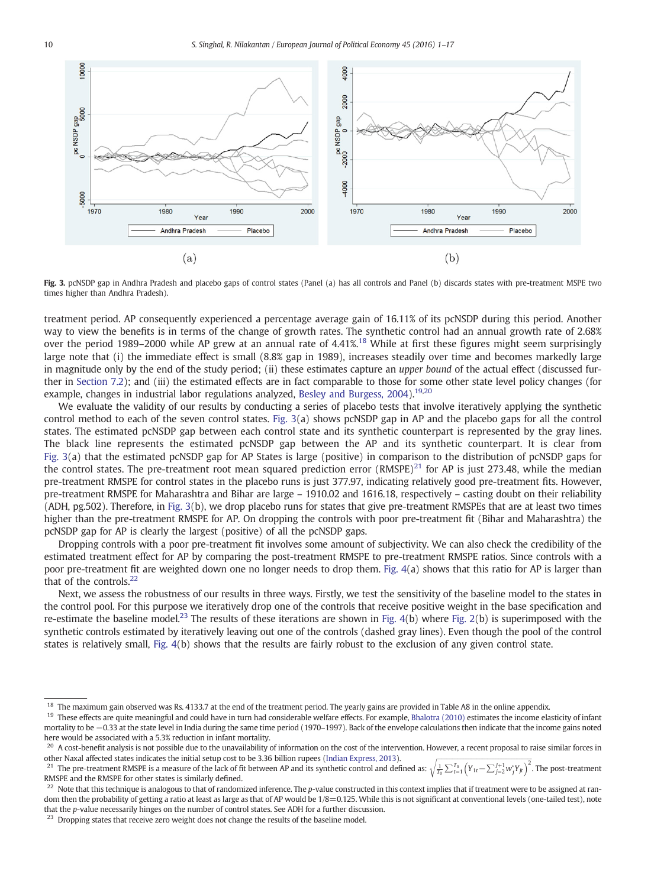Fig. 3. pcNSDP gap in Andhra Pradesh and placebo gaps of control states (Panel (a) has all controls and Panel (b) discards states with pre-treatment MSPE two times higher than Andhra Pradesh).

treatment period. AP consequently experienced a percentage average gain of 16.11% of its pcNSDP during this period. Another way to view the benefits is in terms of the change of growth rates. The synthetic control had an annual growth rate of 2.68% over the period 1989–2000 while AP grew at an annual rate of 4.41%.[18] While at first these figures might seem surprisingly large note that (i) the immediate effect is small (8.8% gap in 1989), increases steadily over time and becomes markedly large in magnitude only by the end of the study period; (ii) these estimates capture an *upper bound* of the actual effect (discussed further in Section 7.2); and (iii) the estimated effects are in fact comparable to those for some other state level policy changes (for example, changes in industrial labor regulations analyzed, Besley and Burgess, 2004).[19,20]

We evaluate the validity of our results by conducting a series of placebo tests that involve iteratively applying the synthetic control method to each of the seven control states. Fig. 3(a) shows pcNSDP gap in AP and the placebo gaps for all the control states. The estimated pcNSDP gap between each control state and its synthetic counterpart is represented by the gray lines. The black line represents the estimated pcNSDP gap between the AP and its synthetic counterpart. It is clear from Fig. 3(a) that the estimated pcNSDP gap for AP States is large (positive) in comparison to the distribution of pcNSDP gaps for the control states. The pre-treatment root mean squared prediction error (RMSPE)[21] for AP is just 273.48, while the median pre-treatment RMSPE for control states in the placebo runs is just 377.97, indicating relatively good pre-treatment fits. However, pre-treatment RMSPE for Maharashtra and Bihar are large – 1910.02 and 1616.18, respectively – casting doubt on their reliability (ADH, pg.502). Therefore, in Fig. 3(b), we drop placebo runs for states that give pre-treatment RMSPEs that are at least two times higher than the pre-treatment RMSPE for AP. On dropping the controls with poor pre-treatment fit (Bihar and Maharashtra) the pcNSDP gap for AP is clearly the largest (positive) of all the pcNSDP gaps.

Dropping controls with a poor pre-treatment fit involves some amount of subjectivity. We can also check the credibility of the estimated treatment effect for AP by comparing the post-treatment RMSPE to pre-treatment RMSPE ratios. Since controls with a poor pre-treatment fit are weighted down one no longer needs to drop them. Fig. 4(a) shows that this ratio for AP is larger than that of the controls.[22]

Next, we assess the robustness of our results in three ways. Firstly, we test the sensitivity of the baseline model to the states in the control pool. For this purpose we iteratively drop one of the controls that receive positive weight in the base specification and re-estimate the baseline model.[23] The results of these iterations are shown in Fig. 4(b) where Fig. 2(b) is superimposed with the synthetic controls estimated by iteratively leaving out one of the controls (dashed gray lines). Even though the pool of the control states is relatively small, Fig. 4(b) shows that the results are fairly robust to the exclusion of any given control state.

[18] The maximum gain observed was Rs. 4133.7 at the end of the treatment period. The yearly gains are provided in Table A8 in the online appendix.

[19] These effects are quite meaningful and could have in turn had considerable welfare effects. For example, Bhalotra (2010) estimates the income elasticity of infant mortality to be −0.33 at the state level in India during the same time period (1970–1997). Back of the envelope calculations then indicate that the income gains noted here would be associated with a 5.3% reduction in infant mortality.

[20] A cost-benefit analysis is not possible due to the unavailability of information on the cost of the intervention. However, a recent proposal to raise similar forces in other Naxal affected states indicates the initial setup cost to be 3.36 billion rupees (Indian Express, 2013).

[21] The pre-treatment RMSPE is a measure of the lack of fit between AP and its synthetic control and defined as: $\sqrt{\frac{1}{T_0}\sum_{t=1}^{T_0}\left(Y_{1t}-\sum_{j=2}^{J+1}w_j^*Y_{jt}\right)^2}$. The post-treatment RMSPE and the RMSPE for other states is similarly defined.

[22] Note that this technique is analogous to that of randomized inference. The *p*-value constructed in this context implies that if treatment were to be assigned at random then the probability of getting a ratio at least as large as that of AP would be 1/8 = 0.125. While this is not significant at conventional levels (one-tailed test), note that the *p*-value necessarily hinges on the number of control states. See ADH for a further discussion.

[23] Dropping states that receive zero weight does not change the results of the baseline model.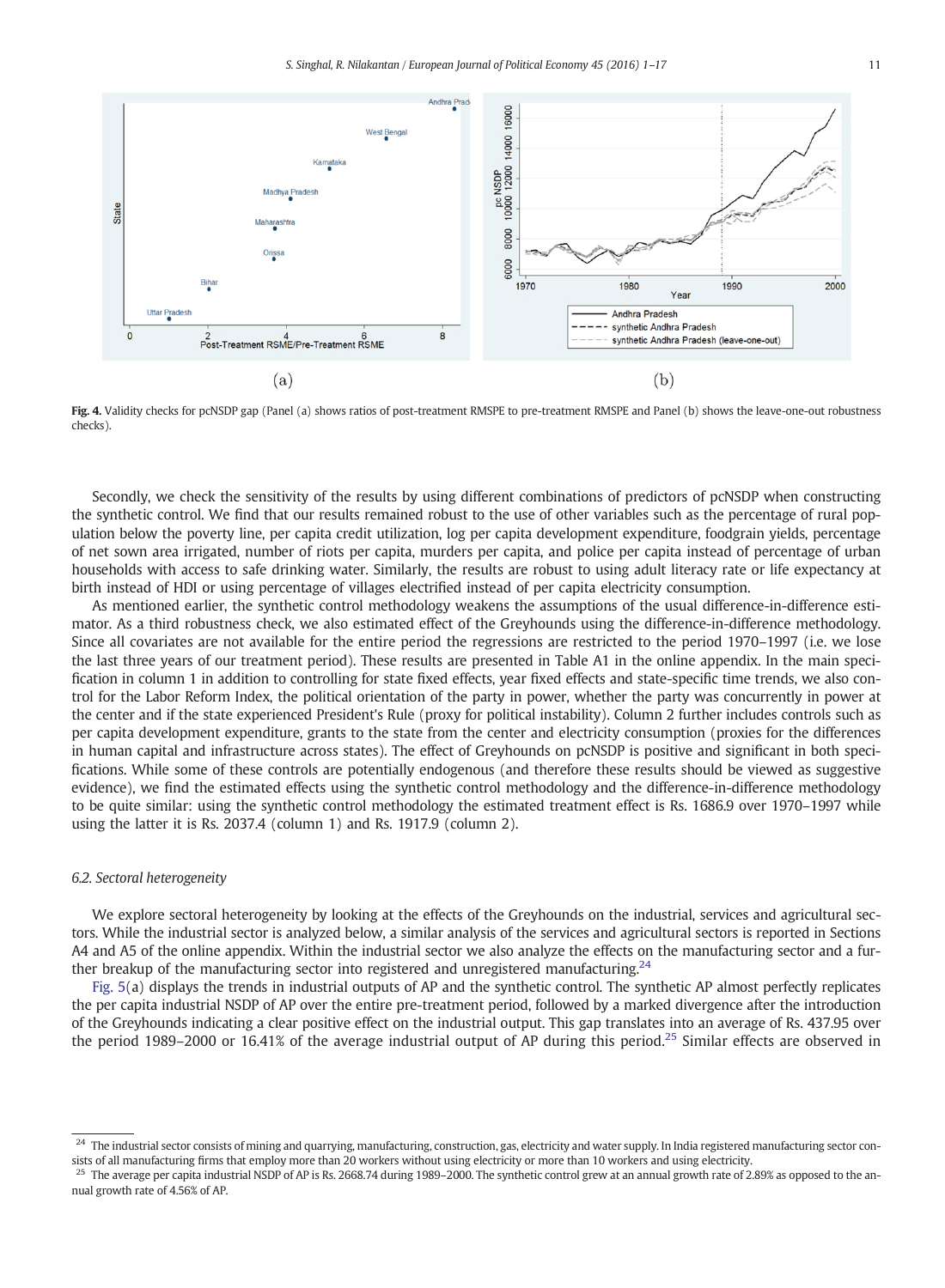(a)

(b)

**Fig. 4.** Validity checks for pcNSDP gap (Panel (a) shows ratios of post-treatment RMSPE to pre-treatment RMSPE and Panel (b) shows the leave-one-out robustness checks).

Secondly, we check the sensitivity of the results by using different combinations of predictors of pcNSDP when constructing the synthetic control. We find that our results remained robust to the use of other variables such as the percentage of rural population below the poverty line, per capita credit utilization, log per capita development expenditure, foodgrain yields, percentage of net sown area irrigated, number of riots per capita, murders per capita, and police per capita instead of percentage of urban households with access to safe drinking water. Similarly, the results are robust to using adult literacy rate or life expectancy at birth instead of HDI or using percentage of villages electrified instead of per capita electricity consumption.

As mentioned earlier, the synthetic control methodology weakens the assumptions of the usual difference-in-difference estimator. As a third robustness check, we also estimated effect of the Greyhounds using the difference-in-difference methodology. Since all covariates are not available for the entire period the regressions are restricted to the period 1970–1997 (i.e. we lose the last three years of our treatment period). These results are presented in Table A1 in the online appendix. In the main specification in column 1 in addition to controlling for state fixed effects, year fixed effects and state-specific time trends, we also control for the Labor Reform Index, the political orientation of the party in power, whether the party was concurrently in power at the center and if the state experienced President's Rule (proxy for political instability). Column 2 further includes controls such as per capita development expenditure, grants to the state from the center and electricity consumption (proxies for the differences in human capital and infrastructure across states). The effect of Greyhounds on pcNSDP is positive and significant in both specifications. While some of these controls are potentially endogenous (and therefore these results should be viewed as suggestive evidence), we find the estimated effects using the synthetic control methodology and the difference-in-difference methodology to be quite similar: using the synthetic control methodology the estimated treatment effect is Rs. 1686.9 over 1970–1997 while using the latter it is Rs. 2037.4 (column 1) and Rs. 1917.9 (column 2).

### 6.2. Sectoral heterogeneity

We explore sectoral heterogeneity by looking at the effects of the Greyhounds on the industrial, services and agricultural sectors. While the industrial sector is analyzed below, a similar analysis of the services and agricultural sectors is reported in Sections A4 and A5 of the online appendix. Within the industrial sector we also analyze the effects on the manufacturing sector and a further breakup of the manufacturing sector into registered and unregistered manufacturing.[24]

Fig. 5(a) displays the trends in industrial outputs of AP and the synthetic control. The synthetic AP almost perfectly replicates the per capita industrial NSDP of AP over the entire pre-treatment period, followed by a marked divergence after the introduction of the Greyhounds indicating a clear positive effect on the industrial output. This gap translates into an average of Rs. 437.95 over the period 1989–2000 or 16.41% of the average industrial output of AP during this period.[25] Similar effects are observed in

---

[24] The industrial sector consists of mining and quarrying, manufacturing, construction, gas, electricity and water supply. In India registered manufacturing sector consists of all manufacturing firms that employ more than 20 workers without using electricity or more than 10 workers and using electricity.

[25] The average per capita industrial NSDP of AP is Rs. 2668.74 during 1989–2000. The synthetic control grew at an annual growth rate of 2.89% as opposed to the annual growth rate of 4.56% of AP.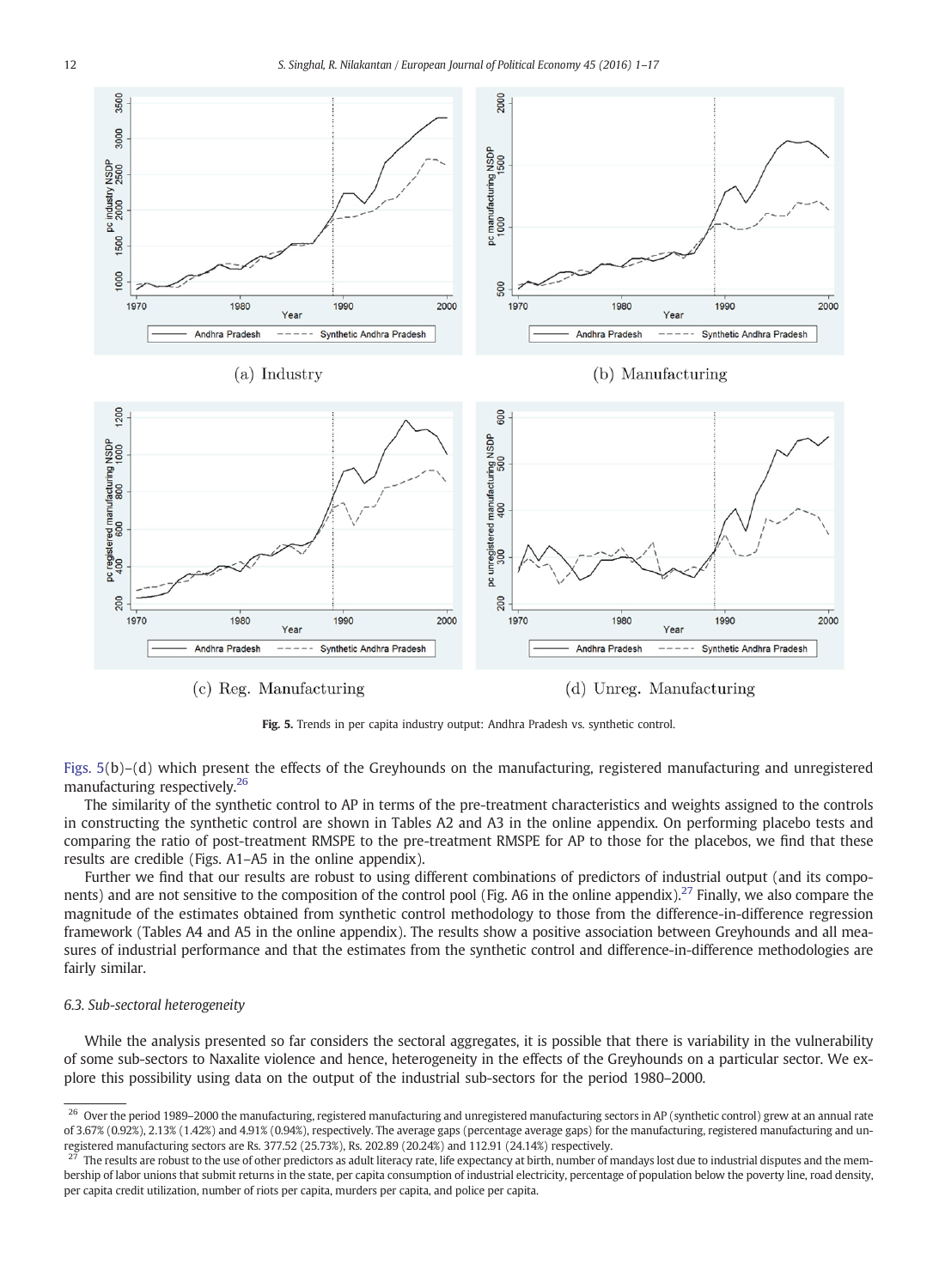(a) Industry

(b) Manufacturing

(c) Reg. Manufacturing

(d) Unreg. Manufacturing

**Fig. 5.** Trends in per capita industry output: Andhra Pradesh vs. synthetic control.

Figs. 5(b)–(d) which present the effects of the Greyhounds on the manufacturing, registered manufacturing and unregistered manufacturing respectively.[26]

The similarity of the synthetic control to AP in terms of the pre-treatment characteristics and weights assigned to the controls in constructing the synthetic control are shown in Tables A2 and A3 in the online appendix. On performing placebo tests and comparing the ratio of post-treatment RMSPE to the pre-treatment RMSPE for AP to those for the placebos, we find that these results are credible (Figs. A1–A5 in the online appendix).

Further we find that our results are robust to using different combinations of predictors of industrial output (and its components) and are not sensitive to the composition of the control pool (Fig. A6 in the online appendix).[27] Finally, we also compare the magnitude of the estimates obtained from synthetic control methodology to those from the difference-in-difference regression framework (Tables A4 and A5 in the online appendix). The results show a positive association between Greyhounds and all measures of industrial performance and that the estimates from the synthetic control and difference-in-difference methodologies are fairly similar.

### *6.3. Sub-sectoral heterogeneity*

While the analysis presented so far considers the sectoral aggregates, it is possible that there is variability in the vulnerability of some sub-sectors to Naxalite violence and hence, heterogeneity in the effects of the Greyhounds on a particular sector. We explore this possibility using data on the output of the industrial sub-sectors for the period 1980–2000.

[26] Over the period 1989–2000 the manufacturing, registered manufacturing and unregistered manufacturing sectors in AP (synthetic control) grew at an annual rate of 3.67% (0.92%), 2.13% (1.42%) and 4.91% (0.94%), respectively. The average gaps (percentage average gaps) for the manufacturing, registered manufacturing and unregistered manufacturing sectors are Rs. 377.52 (25.73%), Rs. 202.89 (20.24%) and 112.91 (24.14%) respectively.

[27] The results are robust to the use of other predictors as adult literacy rate, life expectancy at birth, number of mandays lost due to industrial disputes and the membership of labor unions that submit returns in the state, per capita consumption of industrial electricity, percentage of population below the poverty line, road density, per capita credit utilization, number of riots per capita, murders per capita, and police per capita.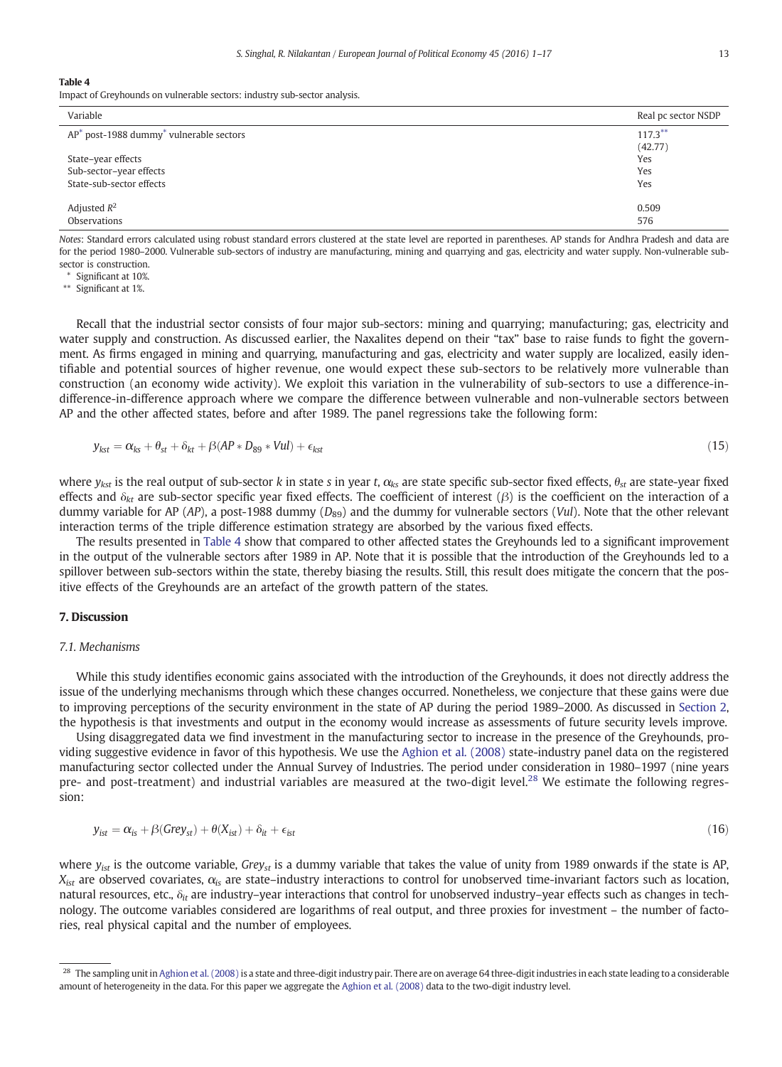**Table 4**
Impact of Greyhounds on vulnerable sectors: industry sub-sector analysis.

| Variable | Real pc sector NSDP |
|---|---|
| AP* post-1988 dummy* vulnerable sectors | 117.3** |
| | (42.77) |
| State–year effects | Yes |
| Sub-sector–year effects | Yes |
| State-sub-sector effects | Yes |
| Adjusted $R^2$ | 0.509 |
| Observations | 576 |

*Notes*: Standard errors calculated using robust standard errors clustered at the state level are reported in parentheses. AP stands for Andhra Pradesh and data are for the period 1980–2000. Vulnerable sub-sectors of industry are manufacturing, mining and quarrying and gas, electricity and water supply. Non-vulnerable sub-sector is construction.

\* Significant at 10%.

\*\* Significant at 1%.

Recall that the industrial sector consists of four major sub-sectors: mining and quarrying; manufacturing; gas, electricity and water supply and construction. As discussed earlier, the Naxalites depend on their "tax" base to raise funds to fight the government. As firms engaged in mining and quarrying, manufacturing and gas, electricity and water supply are localized, easily identifiable and potential sources of higher revenue, one would expect these sub-sectors to be relatively more vulnerable than construction (an economy wide activity). We exploit this variation in the vulnerability of sub-sectors to use a difference-in-difference-in-difference approach where we compare the difference between vulnerable and non-vulnerable sectors between AP and the other affected states, before and after 1989. The panel regressions take the following form:

$$y_{kst} = \alpha_{ks} + \theta_{st} + \delta_{kt} + \beta(AP * D_{89} * Vul) + \epsilon_{kst} \tag{15}$$

where $y_{kst}$ is the real output of sub-sector $k$ in state $s$ in year $t$, $\alpha_{ks}$ are state specific sub-sector fixed effects, $\theta_{st}$ are state-year fixed effects and $\delta_{kt}$ are sub-sector specific year fixed effects. The coefficient of interest ($\beta$) is the coefficient on the interaction of a dummy variable for AP (*AP*), a post-1988 dummy ($D_{89}$) and the dummy for vulnerable sectors (*Vul*). Note that the other relevant interaction terms of the triple difference estimation strategy are absorbed by the various fixed effects.

The results presented in Table 4 show that compared to other affected states the Greyhounds led to a significant improvement in the output of the vulnerable sectors after 1989 in AP. Note that it is possible that the introduction of the Greyhounds led to a spillover between sub-sectors within the state, thereby biasing the results. Still, this result does mitigate the concern that the positive effects of the Greyhounds are an artefact of the growth pattern of the states.

## 7. Discussion

### 7.1. Mechanisms

While this study identifies economic gains associated with the introduction of the Greyhounds, it does not directly address the issue of the underlying mechanisms through which these changes occurred. Nonetheless, we conjecture that these gains were due to improving perceptions of the security environment in the state of AP during the period 1989–2000. As discussed in Section 2, the hypothesis is that investments and output in the economy would increase as assessments of future security levels improve.

Using disaggregated data we find investment in the manufacturing sector to increase in the presence of the Greyhounds, providing suggestive evidence in favor of this hypothesis. We use the Aghion et al. (2008) state-industry panel data on the registered manufacturing sector collected under the Annual Survey of Industries. The period under consideration in 1980–1997 (nine years pre- and post-treatment) and industrial variables are measured at the two-digit level.[28] We estimate the following regression:

$$y_{ist} = \alpha_{is} + \beta(Grey_{st}) + \theta(X_{ist}) + \delta_{it} + \epsilon_{ist} \tag{16}$$

where $y_{ist}$ is the outcome variable, $Grey_{st}$ is a dummy variable that takes the value of unity from 1989 onwards if the state is AP, $X_{ist}$ are observed covariates, $\alpha_{is}$ are state–industry interactions to control for unobserved time-invariant factors such as location, natural resources, etc., $\delta_{it}$ are industry–year interactions that control for unobserved industry–year effects such as changes in technology. The outcome variables considered are logarithms of real output, and three proxies for investment – the number of factories, real physical capital and the number of employees.

[28] The sampling unit in Aghion et al. (2008) is a state and three-digit industry pair. There are on average 64 three-digit industries in each state leading to a considerable amount of heterogeneity in the data. For this paper we aggregate the Aghion et al. (2008) data to the two-digit industry level.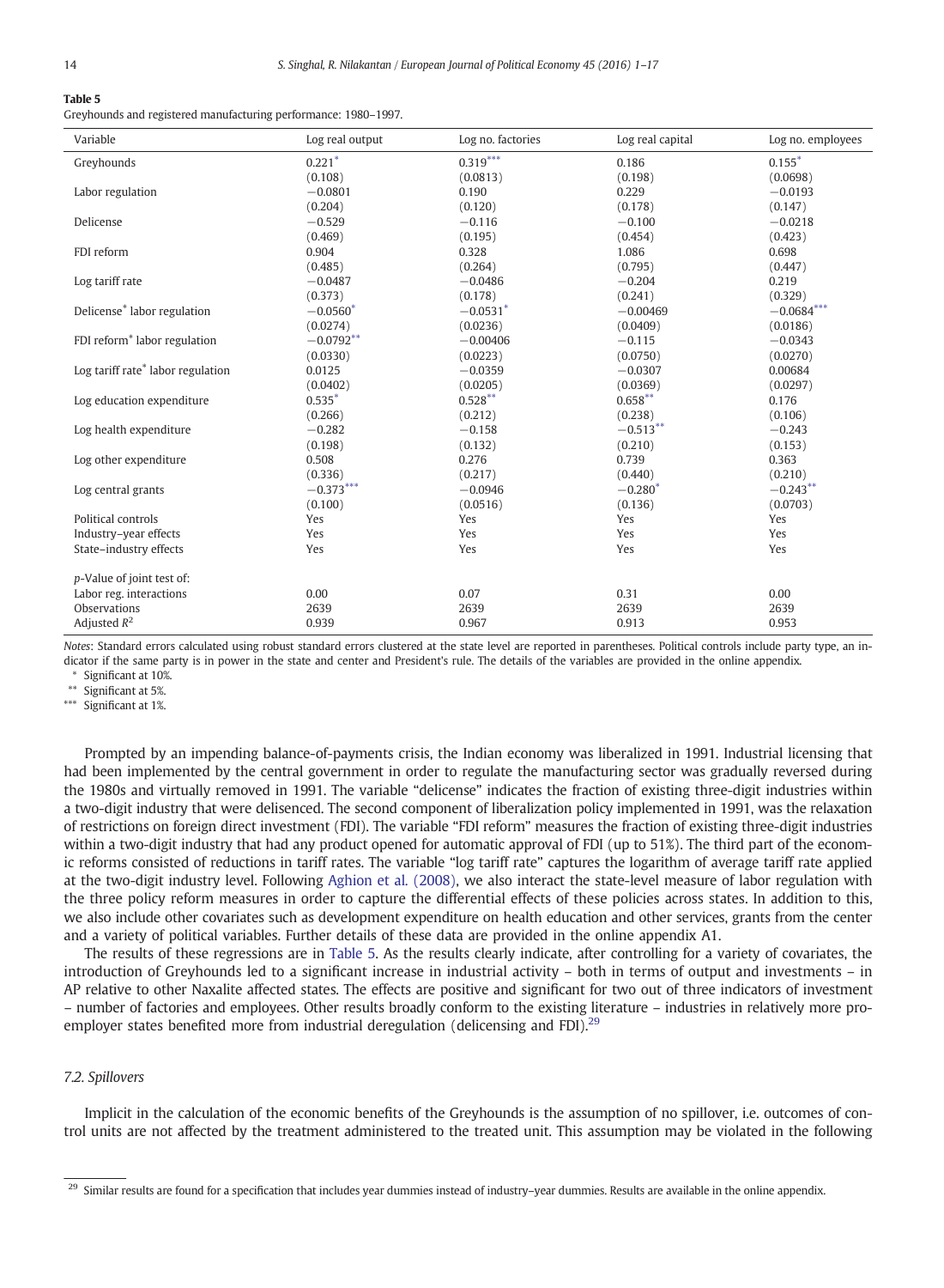**Table 5**
Greyhounds and registered manufacturing performance: 1980–1997.

| Variable | Log real output | Log no. factories | Log real capital | Log no. employees |
|---|---|---|---|---|
| Greyhounds | 0.221* | 0.319*** | 0.186 | 0.155* |
| | (0.108) | (0.0813) | (0.198) | (0.0698) |
| Labor regulation | −0.0801 | 0.190 | 0.229 | −0.0193 |
| | (0.204) | (0.120) | (0.178) | (0.147) |
| Delicense | −0.529 | −0.116 | −0.100 | −0.0218 |
| | (0.469) | (0.195) | (0.454) | (0.423) |
| FDI reform | 0.904 | 0.328 | 1.086 | 0.698 |
| | (0.485) | (0.264) | (0.795) | (0.447) |
| Log tariff rate | −0.0487 | −0.0486 | −0.204 | 0.219 |
| | (0.373) | (0.178) | (0.241) | (0.329) |
| Delicense* labor regulation | −0.0560* | −0.0531* | −0.00469 | −0.0684*** |
| | (0.0274) | (0.0236) | (0.0409) | (0.0186) |
| FDI reform* labor regulation | −0.0792** | −0.00406 | −0.115 | −0.0343 |
| | (0.0330) | (0.0223) | (0.0750) | (0.0270) |
| Log tariff rate* labor regulation | 0.0125 | −0.0359 | −0.0307 | 0.00684 |
| | (0.0402) | (0.0205) | (0.0369) | (0.0297) |
| Log education expenditure | 0.535* | 0.528** | 0.658** | 0.176 |
| | (0.266) | (0.212) | (0.238) | (0.106) |
| Log health expenditure | −0.282 | −0.158 | −0.513** | −0.243 |
| | (0.198) | (0.132) | (0.210) | (0.153) |
| Log other expenditure | 0.508 | 0.276 | 0.739 | 0.363 |
| | (0.336) | (0.217) | (0.440) | (0.210) |
| Log central grants | −0.373*** | −0.0946 | −0.280* | −0.243** |
| | (0.100) | (0.0516) | (0.136) | (0.0703) |
| Political controls | Yes | Yes | Yes | Yes |
| Industry–year effects | Yes | Yes | Yes | Yes |
| State–industry effects | Yes | Yes | Yes | Yes |
| | | | | |
| *p*-Value of joint test of: | | | | |
| Labor reg. interactions | 0.00 | 0.07 | 0.31 | 0.00 |
| Observations | 2639 | 2639 | 2639 | 2639 |
| Adjusted $R^2$ | 0.939 | 0.967 | 0.913 | 0.953 |

*Notes*: Standard errors calculated using robust standard errors clustered at the state level are reported in parentheses. Political controls include party type, an indicator if the same party is in power in the state and center and President's rule. The details of the variables are provided in the online appendix.

\* Significant at 10%.

\*\* Significant at 5%.

\*\*\* Significant at 1%.

Prompted by an impending balance-of-payments crisis, the Indian economy was liberalized in 1991. Industrial licensing that had been implemented by the central government in order to regulate the manufacturing sector was gradually reversed during the 1980s and virtually removed in 1991. The variable "delicense" indicates the fraction of existing three-digit industries within a two-digit industry that were delisenced. The second component of liberalization policy implemented in 1991, was the relaxation of restrictions on foreign direct investment (FDI). The variable "FDI reform" measures the fraction of existing three-digit industries within a two-digit industry that had any product opened for automatic approval of FDI (up to 51%). The third part of the economic reforms consisted of reductions in tariff rates. The variable "log tariff rate" captures the logarithm of average tariff rate applied at the two-digit industry level. Following Aghion et al. (2008), we also interact the state-level measure of labor regulation with the three policy reform measures in order to capture the differential effects of these policies across states. In addition to this, we also include other covariates such as development expenditure on health education and other services, grants from the center and a variety of political variables. Further details of these data are provided in the online appendix A1.

The results of these regressions are in Table 5. As the results clearly indicate, after controlling for a variety of covariates, the introduction of Greyhounds led to a significant increase in industrial activity – both in terms of output and investments – in AP relative to other Naxalite affected states. The effects are positive and significant for two out of three indicators of investment – number of factories and employees. Other results broadly conform to the existing literature – industries in relatively more pro-employer states benefited more from industrial deregulation (delicensing and FDI).[29]

### 7.2. Spillovers

Implicit in the calculation of the economic benefits of the Greyhounds is the assumption of no spillover, i.e. outcomes of control units are not affected by the treatment administered to the treated unit. This assumption may be violated in the following

[29] Similar results are found for a specification that includes year dummies instead of industry–year dummies. Results are available in the online appendix.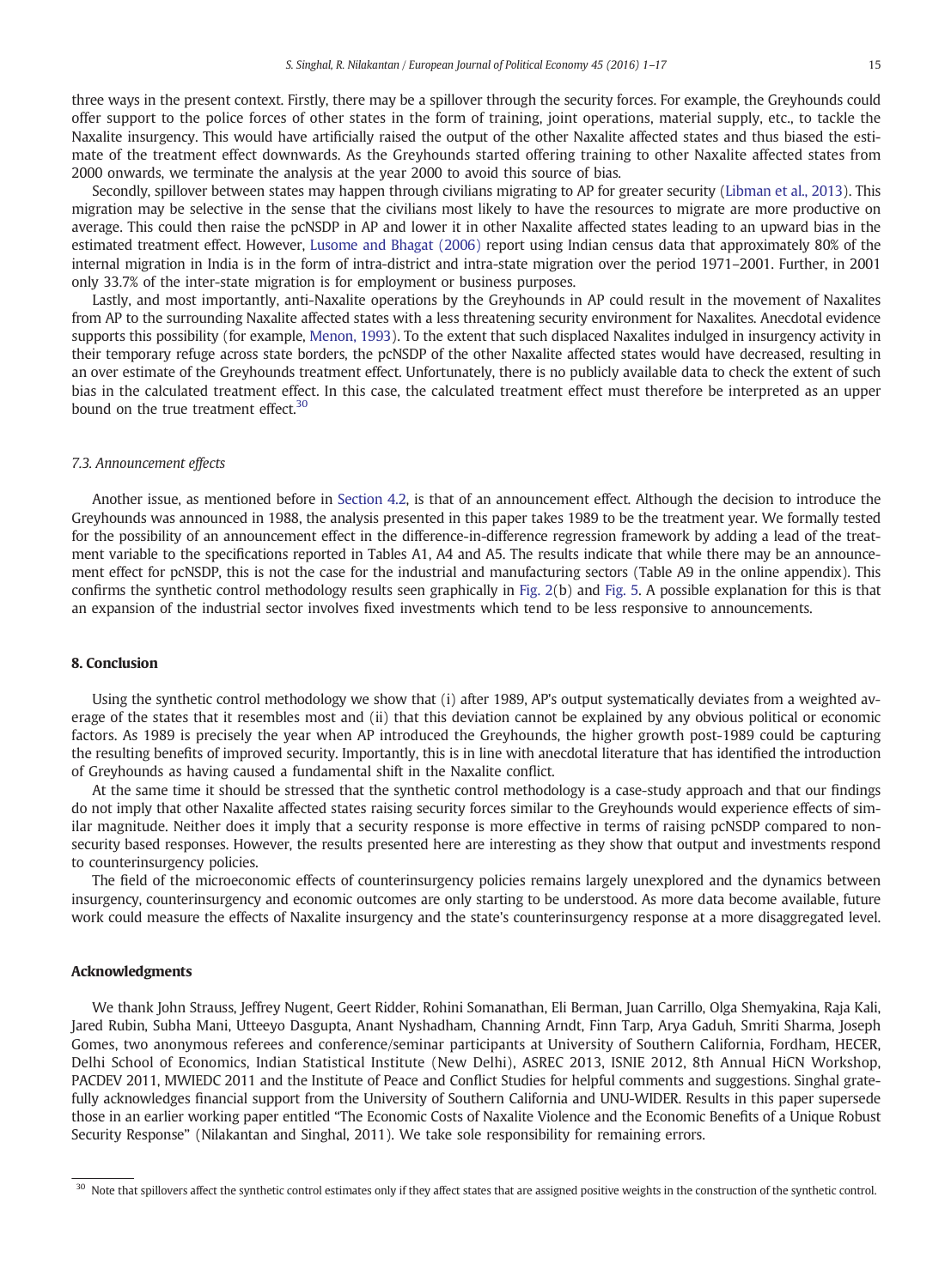three ways in the present context. Firstly, there may be a spillover through the security forces. For example, the Greyhounds could offer support to the police forces of other states in the form of training, joint operations, material supply, etc., to tackle the Naxalite insurgency. This would have artificially raised the output of the other Naxalite affected states and thus biased the estimate of the treatment effect downwards. As the Greyhounds started offering training to other Naxalite affected states from 2000 onwards, we terminate the analysis at the year 2000 to avoid this source of bias.

Secondly, spillover between states may happen through civilians migrating to AP for greater security (Libman et al., 2013). This migration may be selective in the sense that the civilians most likely to have the resources to migrate are more productive on average. This could then raise the pcNSDP in AP and lower it in other Naxalite affected states leading to an upward bias in the estimated treatment effect. However, Lusome and Bhagat (2006) report using Indian census data that approximately 80% of the internal migration in India is in the form of intra-district and intra-state migration over the period 1971–2001. Further, in 2001 only 33.7% of the inter-state migration is for employment or business purposes.

Lastly, and most importantly, anti-Naxalite operations by the Greyhounds in AP could result in the movement of Naxalites from AP to the surrounding Naxalite affected states with a less threatening security environment for Naxalites. Anecdotal evidence supports this possibility (for example, Menon, 1993). To the extent that such displaced Naxalites indulged in insurgency activity in their temporary refuge across state borders, the pcNSDP of the other Naxalite affected states would have decreased, resulting in an over estimate of the Greyhounds treatment effect. Unfortunately, there is no publicly available data to check the extent of such bias in the calculated treatment effect. In this case, the calculated treatment effect must therefore be interpreted as an upper bound on the true treatment effect.[30]

### 7.3. Announcement effects

Another issue, as mentioned before in Section 4.2, is that of an announcement effect. Although the decision to introduce the Greyhounds was announced in 1988, the analysis presented in this paper takes 1989 to be the treatment year. We formally tested for the possibility of an announcement effect in the difference-in-difference regression framework by adding a lead of the treatment variable to the specifications reported in Tables A1, A4 and A5. The results indicate that while there may be an announcement effect for pcNSDP, this is not the case for the industrial and manufacturing sectors (Table A9 in the online appendix). This confirms the synthetic control methodology results seen graphically in Fig. 2(b) and Fig. 5. A possible explanation for this is that an expansion of the industrial sector involves fixed investments which tend to be less responsive to announcements.

## 8. Conclusion

Using the synthetic control methodology we show that (i) after 1989, AP's output systematically deviates from a weighted average of the states that it resembles most and (ii) that this deviation cannot be explained by any obvious political or economic factors. As 1989 is precisely the year when AP introduced the Greyhounds, the higher growth post-1989 could be capturing the resulting benefits of improved security. Importantly, this is in line with anecdotal literature that has identified the introduction of Greyhounds as having caused a fundamental shift in the Naxalite conflict.

At the same time it should be stressed that the synthetic control methodology is a case-study approach and that our findings do not imply that other Naxalite affected states raising security forces similar to the Greyhounds would experience effects of similar magnitude. Neither does it imply that a security response is more effective in terms of raising pcNSDP compared to non-security based responses. However, the results presented here are interesting as they show that output and investments respond to counterinsurgency policies.

The field of the microeconomic effects of counterinsurgency policies remains largely unexplored and the dynamics between insurgency, counterinsurgency and economic outcomes are only starting to be understood. As more data become available, future work could measure the effects of Naxalite insurgency and the state's counterinsurgency response at a more disaggregated level.

## Acknowledgments

We thank John Strauss, Jeffrey Nugent, Geert Ridder, Rohini Somanathan, Eli Berman, Juan Carrillo, Olga Shemyakina, Raja Kali, Jared Rubin, Subha Mani, Utteeyo Dasgupta, Anant Nyshadham, Channing Arndt, Finn Tarp, Arya Gaduh, Smriti Sharma, Joseph Gomes, two anonymous referees and conference/seminar participants at University of Southern California, Fordham, HECER, Delhi School of Economics, Indian Statistical Institute (New Delhi), ASREC 2013, ISNIE 2012, 8th Annual HiCN Workshop, PACDEV 2011, MWIEDC 2011 and the Institute of Peace and Conflict Studies for helpful comments and suggestions. Singhal gratefully acknowledges financial support from the University of Southern California and UNU-WIDER. Results in this paper supersede those in an earlier working paper entitled "The Economic Costs of Naxalite Violence and the Economic Benefits of a Unique Robust Security Response" (Nilakantan and Singhal, 2011). We take sole responsibility for remaining errors.

---

[30] Note that spillovers affect the synthetic control estimates only if they affect states that are assigned positive weights in the construction of the synthetic control.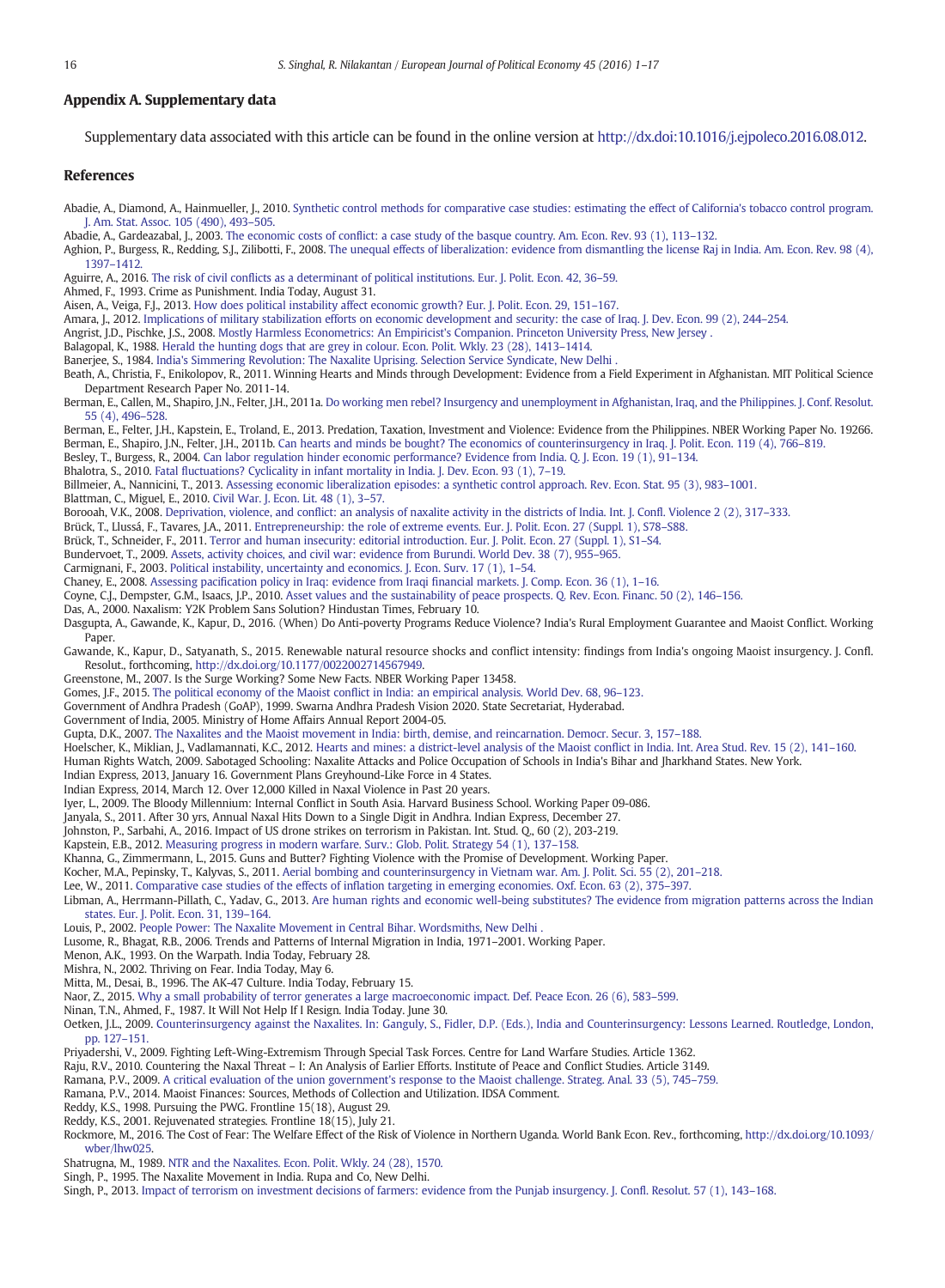## Appendix A. Supplementary data

Supplementary data associated with this article can be found in the online version at http://dx.doi:10.1016/j.ejpoleco.2016.08.012.

## References

Abadie, A., Diamond, A., Hainmueller, J., 2010. Synthetic control methods for comparative case studies: estimating the effect of California's tobacco control program. J. Am. Stat. Assoc. 105 (490), 493–505.

Abadie, A., Gardeazabal, J., 2003. The economic costs of conflict: a case study of the basque country. Am. Econ. Rev. 93 (1), 113–132.

Aghion, P., Burgess, R., Redding, S.J., Zilibotti, F., 2008. The unequal effects of liberalization: evidence from dismantling the license Raj in India. Am. Econ. Rev. 98 (4), 1397–1412.

Aguirre, A., 2016. The risk of civil conflicts as a determinant of political institutions. Eur. J. Polit. Econ. 42, 36–59.

Ahmed, F., 1993. Crime as Punishment. India Today, August 31.

Aisen, A., Veiga, F.J., 2013. How does political instability affect economic growth? Eur. J. Polit. Econ. 29, 151–167.

Amara, J., 2012. Implications of military stabilization efforts on economic development and security: the case of Iraq. J. Dev. Econ. 99 (2), 244–254.

Angrist, J.D., Pischke, J.S., 2008. Mostly Harmless Econometrics: An Empiricist's Companion. Princeton University Press, New Jersey .

Balagopal, K., 1988. Herald the hunting dogs that are grey in colour. Econ. Polit. Wkly. 23 (28), 1413–1414.

Banerjee, S., 1984. India's Simmering Revolution: The Naxalite Uprising. Selection Service Syndicate, New Delhi .

Beath, A., Christia, F., Enikolopov, R., 2011. Winning Hearts and Minds through Development: Evidence from a Field Experiment in Afghanistan. MIT Political Science Department Research Paper No. 2011-14.

Berman, E., Callen, M., Shapiro, J.N., Felter, J.H., 2011a. Do working men rebel? Insurgency and unemployment in Afghanistan, Iraq, and the Philippines. J. Conf. Resolut. 55 (4), 496–528.

Berman, E., Felter, J.H., Kapstein, E., Troland, E., 2013. Predation, Taxation, Investment and Violence: Evidence from the Philippines. NBER Working Paper No. 19266.

Berman, E., Shapiro, J.N., Felter, J.H., 2011b. Can hearts and minds be bought? The economics of counterinsurgency in Iraq. J. Polit. Econ. 119 (4), 766–819.

Besley, T., Burgess, R., 2004. Can labor regulation hinder economic performance? Evidence from India. Q. J. Econ. 19 (1), 91–134.

Bhalotra, S., 2010. Fatal fluctuations? Cyclicality in infant mortality in India. J. Dev. Econ. 93 (1), 7–19.

Billmeier, A., Nannicini, T., 2013. Assessing economic liberalization episodes: a synthetic control approach. Rev. Econ. Stat. 95 (3), 983–1001.

Blattman, C., Miguel, E., 2010. Civil War. J. Econ. Lit. 48 (1), 3–57.

Borooah, V.K., 2008. Deprivation, violence, and conflict: an analysis of naxalite activity in the districts of India. Int. J. Confl. Violence 2 (2), 317–333.

Brück, T., Llussá, F., Tavares, J.A., 2011. Entrepreneurship: the role of extreme events. Eur. J. Polit. Econ. 27 (Suppl. 1), S78–S88.

Brück, T., Schneider, F., 2011. Terror and human insecurity: editorial introduction. Eur. J. Polit. Econ. 27 (Suppl. 1), S1–S4.

Bundervoet, T., 2009. Assets, activity choices, and civil war: evidence from Burundi. World Dev. 38 (7), 955–965.

Carmignani, F., 2003. Political instability, uncertainty and economics. J. Econ. Surv. 17 (1), 1–54.

Chaney, E., 2008. Assessing pacification policy in Iraq: evidence from Iraqi financial markets. J. Comp. Econ. 36 (1), 1–16.

Coyne, C.J., Dempster, G.M., Isaacs, J.P., 2010. Asset values and the sustainability of peace prospects. Q. Rev. Econ. Financ. 50 (2), 146–156.

Das, A., 2000. Naxalism: Y2K Problem Sans Solution? Hindustan Times, February 10.

Dasgupta, A., Gawande, K., Kapur, D., 2016. (When) Do Anti-poverty Programs Reduce Violence? India's Rural Employment Guarantee and Maoist Conflict. Working Paper.

Gawande, K., Kapur, D., Satyanath, S., 2015. Renewable natural resource shocks and conflict intensity: findings from India's ongoing Maoist insurgency. J. Confl. Resolut., forthcoming, http://dx.doi.org/10.1177/0022002714567949.

Greenstone, M., 2007. Is the Surge Working? Some New Facts. NBER Working Paper 13458.

Gomes, J.F., 2015. The political economy of the Maoist conflict in India: an empirical analysis. World Dev. 68, 96–123.

Government of Andhra Pradesh (GoAP), 1999. Swarna Andhra Pradesh Vision 2020. State Secretariat, Hyderabad.

Government of India, 2005. Ministry of Home Affairs Annual Report 2004-05.

Gupta, D.K., 2007. The Naxalites and the Maoist movement in India: birth, demise, and reincarnation. Democr. Secur. 3, 157–188.

Hoelscher, K., Miklian, J., Vadlamannati, K.C., 2012. Hearts and mines: a district-level analysis of the Maoist conflict in India. Int. Area Stud. Rev. 15 (2), 141–160.

Human Rights Watch, 2009. Sabotaged Schooling: Naxalite Attacks and Police Occupation of Schools in India's Bihar and Jharkhand States. New York.

Indian Express, 2013, January 16. Government Plans Greyhound-Like Force in 4 States.

Indian Express, 2014, March 12. Over 12,000 Killed in Naxal Violence in Past 20 years.

Iyer, L., 2009. The Bloody Millennium: Internal Conflict in South Asia. Harvard Business School. Working Paper 09-086.

Janyala, S., 2011. After 30 yrs, Annual Naxal Hits Down to a Single Digit in Andhra. Indian Express, December 27.

Johnston, P., Sarbahi, A., 2016. Impact of US drone strikes on terrorism in Pakistan. Int. Stud. Q., 60 (2), 203-219.

Kapstein, E.B., 2012. Measuring progress in modern warfare. Surv.: Glob. Polit. Strategy 54 (1), 137–158.

Khanna, G., Zimmermann, L., 2015. Guns and Butter? Fighting Violence with the Promise of Development. Working Paper.

Kocher, M.A., Pepinsky, T.B., Kalyvas, S., 2011. Aerial bombing and counterinsurgency in Vietnam war. Am. J. Polit. Sci. 55 (2), 201–218.

Lee, W., 2011. Comparative case studies of the effects of inflation targeting in emerging economies. Oxf. Econ. 63 (2), 375–397.

Libman, A., Herrmann-Pillath, C., Yadav, G., 2013. Are human rights and economic well-being substitutes? The evidence from migration patterns across the Indian states. Eur. J. Polit. Econ. 31, 139–164.

Louis, P., 2002. People Power: The Naxalite Movement in Central Bihar. Wordsmiths, New Delhi .

Lusome, R., Bhagat, R.B., 2006. Trends and Patterns of Internal Migration in India, 1971–2001. Working Paper.

Menon, A.K., 1993. On the Warpath. India Today, February 28.

Mishra, N., 2002. Thriving on Fear. India Today, May 6.

Mitta, M., Desai, B., 1996. The AK-47 Culture. India Today, February 15.

Naor, Z., 2015. Why a small probability of terror generates a large macroeconomic impact. Def. Peace Econ. 26 (6), 583–599.

Ninan, T.N., Ahmed, F., 1987. It Will Not Help If I Resign. India Today. June 30.

Oetken, J.L., 2009. Counterinsurgency against the Naxalites. In: Ganguly, S., Fidler, D.P. (Eds.), India and Counterinsurgency: Lessons Learned. Routledge, London, pp. 127–151.

Priyadershi, V., 2009. Fighting Left-Wing-Extremism Through Special Task Forces. Centre for Land Warfare Studies. Article 1362.

Raju, R.V., 2010. Countering the Naxal Threat – I: An Analysis of Earlier Efforts. Institute of Peace and Conflict Studies. Article 3149.

Ramana, P.V., 2009. A critical evaluation of the union government's response to the Maoist challenge. Strateg. Anal. 33 (5), 745–759.

Ramana, P.V., 2014. Maoist Finances: Sources, Methods of Collection and Utilization. IDSA Comment.

Reddy, K.S., 1998. Pursuing the PWG. Frontline 15(18), August 29.

Reddy, K.S., 2001. Rejuvenated strategies. Frontline 18(15), July 21.

Rockmore, M., 2016. The Cost of Fear: The Welfare Effect of the Risk of Violence in Northern Uganda. World Bank Econ. Rev., forthcoming, http://dx.doi.org/10.1093/wber/lhw025.

Shatrugna, M., 1989. NTR and the Naxalites. Econ. Polit. Wkly. 24 (28), 1570.

Singh, P., 1995. The Naxalite Movement in India. Rupa and Co, New Delhi.

Singh, P., 2013. Impact of terrorism on investment decisions of farmers: evidence from the Punjab insurgency. J. Confl. Resolut. 57 (1), 143–168.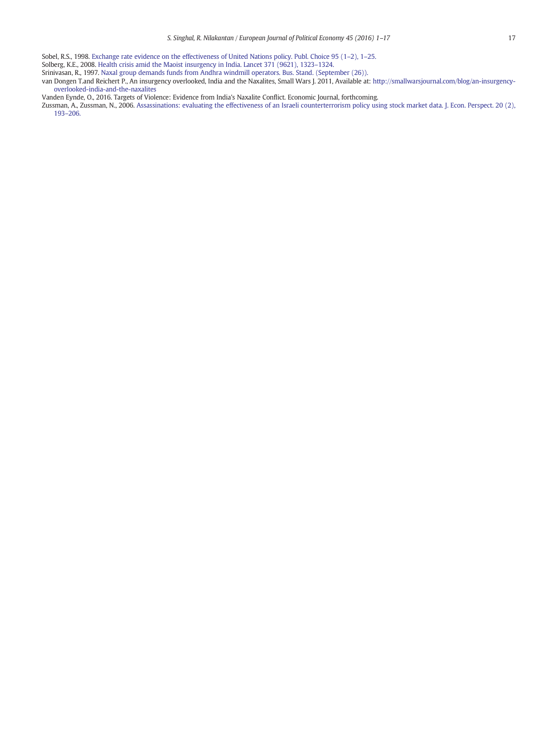Sobel, R.S., 1998. Exchange rate evidence on the effectiveness of United Nations policy. Publ. Choice 95 (1–2), 1–25.

Solberg, K.E., 2008. Health crisis amid the Maoist insurgency in India. Lancet 371 (9621), 1323–1324.

Srinivasan, R., 1997. Naxal group demands funds from Andhra windmill operators. Bus. Stand. (September (26)).

van Dongen T.and Reichert P., An insurgency overlooked, India and the Naxalites, Small Wars J. 2011, Available at: http://smallwarsjournal.com/blog/an-insurgency-overlooked-india-and-the-naxalites

Vanden Eynde, O., 2016. Targets of Violence: Evidence from India's Naxalite Conflict. Economic Journal, forthcoming.

Zussman, A., Zussman, N., 2006. Assassinations: evaluating the effectiveness of an Israeli counterterrorism policy using stock market data. J. Econ. Perspect. 20 (2), 193–206.